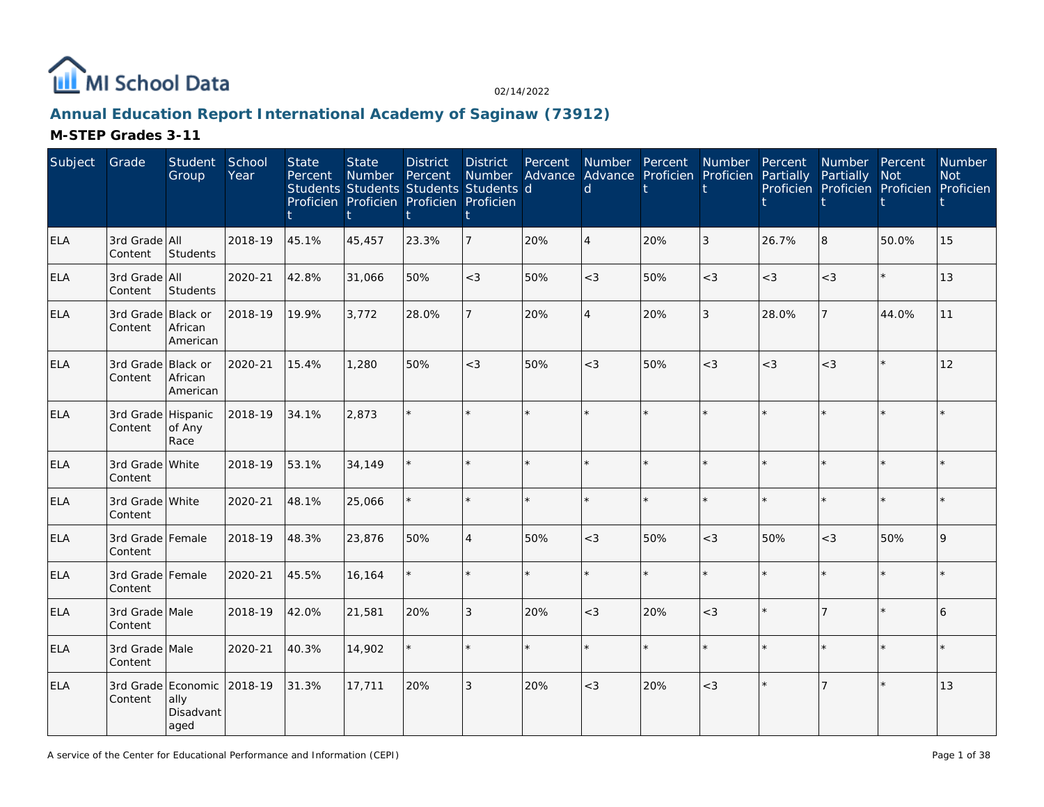MI School Data

02/14/2022

## Annual Education Report International Academy of Saginaw (73912)

### M-STEP Grades 3-11

| Subject | Grade | Student Group | School Year | State Percent Students Proficient | State Number Students Proficient | District Percent Students Proficient | District Number Students Proficient | Percent Advanced | Number Advanced | Percent Proficient | Number Proficient | Percent Partially Proficient | Number Partially Proficient | Percent Not Proficient | Number Not Proficient |
|---|---|---|---|---|---|---|---|---|---|---|---|---|---|---|---|
| ELA | 3rd Grade Content | All Students | 2018-19 | 45.1% | 45,457 | 23.3% | 7 | 20% | 4 | 20% | 3 | 26.7% | 8 | 50.0% | 15 |
| ELA | 3rd Grade Content | All Students | 2020-21 | 42.8% | 31,066 | 50% | <3 | 50% | <3 | 50% | <3 | <3 | <3 | * | 13 |
| ELA | 3rd Grade Content | Black or African American | 2018-19 | 19.9% | 3,772 | 28.0% | 7 | 20% | 4 | 20% | 3 | 28.0% | 7 | 44.0% | 11 |
| ELA | 3rd Grade Content | Black or African American | 2020-21 | 15.4% | 1,280 | 50% | <3 | 50% | <3 | 50% | <3 | <3 | <3 | * | 12 |
| ELA | 3rd Grade Content | Hispanic of Any Race | 2018-19 | 34.1% | 2,873 | * | * | * | * | * | * | * | * | * | * |
| ELA | 3rd Grade Content | White | 2018-19 | 53.1% | 34,149 | * | * | * | * | * | * | * | * | * | * |
| ELA | 3rd Grade Content | White | 2020-21 | 48.1% | 25,066 | * | * | * | * | * | * | * | * | * | * |
| ELA | 3rd Grade Content | Female | 2018-19 | 48.3% | 23,876 | 50% | 4 | 50% | <3 | 50% | <3 | 50% | <3 | 50% | 9 |
| ELA | 3rd Grade Content | Female | 2020-21 | 45.5% | 16,164 | * | * | * | * | * | * | * | * | * | * |
| ELA | 3rd Grade Content | Male | 2018-19 | 42.0% | 21,581 | 20% | 3 | 20% | <3 | 20% | <3 | * | 7 | * | 6 |
| ELA | 3rd Grade Content | Male | 2020-21 | 40.3% | 14,902 | * | * | * | * | * | * | * | * | * | * |
| ELA | 3rd Grade Content | Economically Disadvantaged | 2018-19 | 31.3% | 17,711 | 20% | 3 | 20% | <3 | 20% | <3 | * | 7 | * | 13 |

A service of the Center for Educational Performance and Information (CEPI)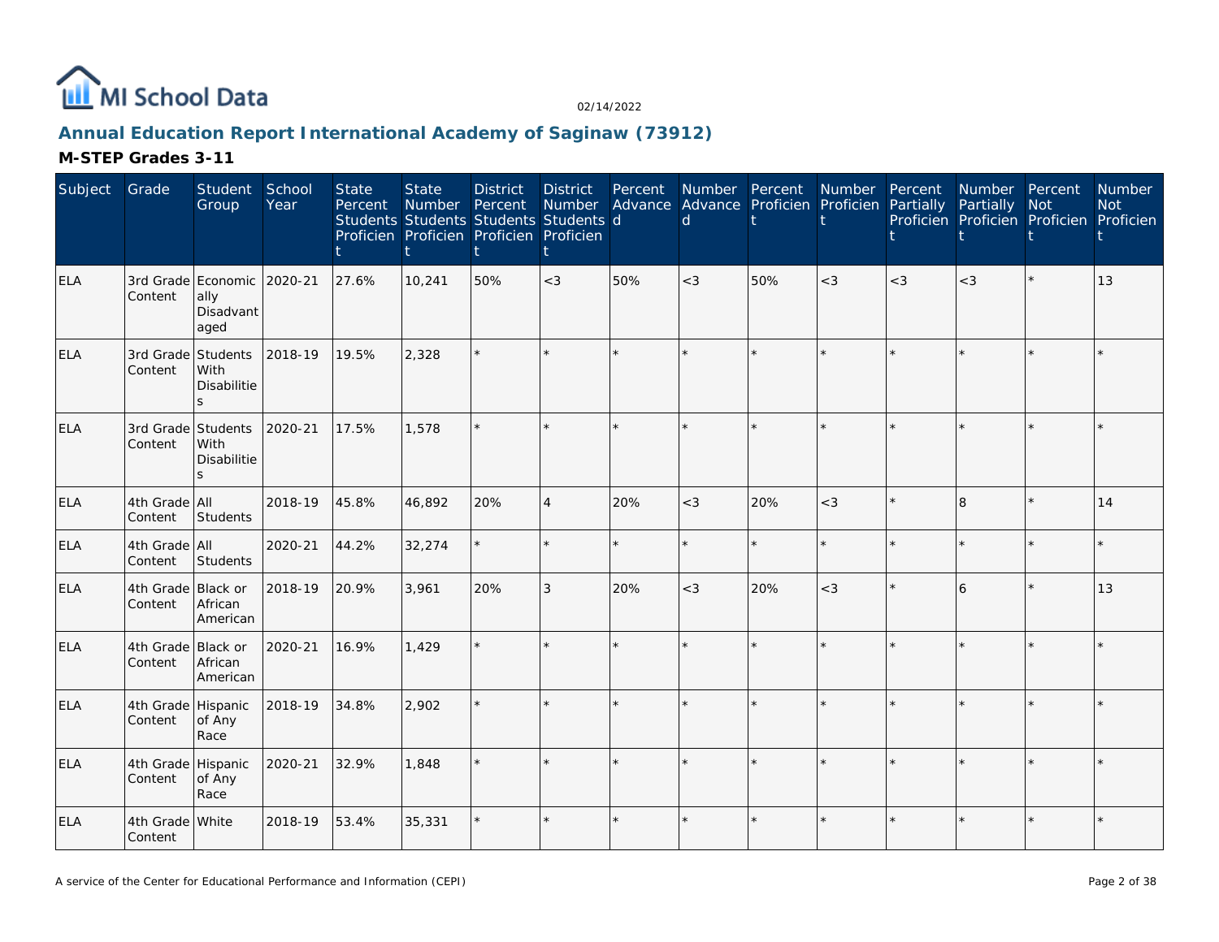## Annual Education Report International Academy of Saginaw (73912)

### M-STEP Grades 3-11

| Subject | Grade | Student Group | School Year | State Percent Students Proficient | State Number Students Proficient | District Percent Students Proficient | District Number Students Proficient | Percent Advanced | Number Advanced | Percent Proficient | Number Proficient | Percent Partially Proficient | Number Partially Proficient | Percent Not Proficient | Number Not Proficient |
|---|---|---|---|---|---|---|---|---|---|---|---|---|---|---|---|
| ELA | 3rd Grade Content | Economically Disadvantaged | 2020-21 | 27.6% | 10,241 | 50% | <3 | 50% | <3 | 50% | <3 | <3 | <3 | * | 13 |
| ELA | 3rd Grade Content | Students With Disabilities | 2018-19 | 19.5% | 2,328 | * | * | * | * | * | * | * | * | * | * |
| ELA | 3rd Grade Content | Students With Disabilities | 2020-21 | 17.5% | 1,578 | * | * | * | * | * | * | * | * | * | * |
| ELA | 4th Grade Content | All Students | 2018-19 | 45.8% | 46,892 | 20% | 4 | 20% | <3 | 20% | <3 | * | 8 | * | 14 |
| ELA | 4th Grade Content | All Students | 2020-21 | 44.2% | 32,274 | * | * | * | * | * | * | * | * | * | * |
| ELA | 4th Grade Content | Black or African American | 2018-19 | 20.9% | 3,961 | 20% | 3 | 20% | <3 | 20% | <3 | * | 6 | * | 13 |
| ELA | 4th Grade Content | Black or African American | 2020-21 | 16.9% | 1,429 | * | * | * | * | * | * | * | * | * | * |
| ELA | 4th Grade Content | Hispanic of Any Race | 2018-19 | 34.8% | 2,902 | * | * | * | * | * | * | * | * | * | * |
| ELA | 4th Grade Content | Hispanic of Any Race | 2020-21 | 32.9% | 1,848 | * | * | * | * | * | * | * | * | * | * |
| ELA | 4th Grade Content | White | 2018-19 | 53.4% | 35,331 | * | * | * | * | * | * | * | * | * | * |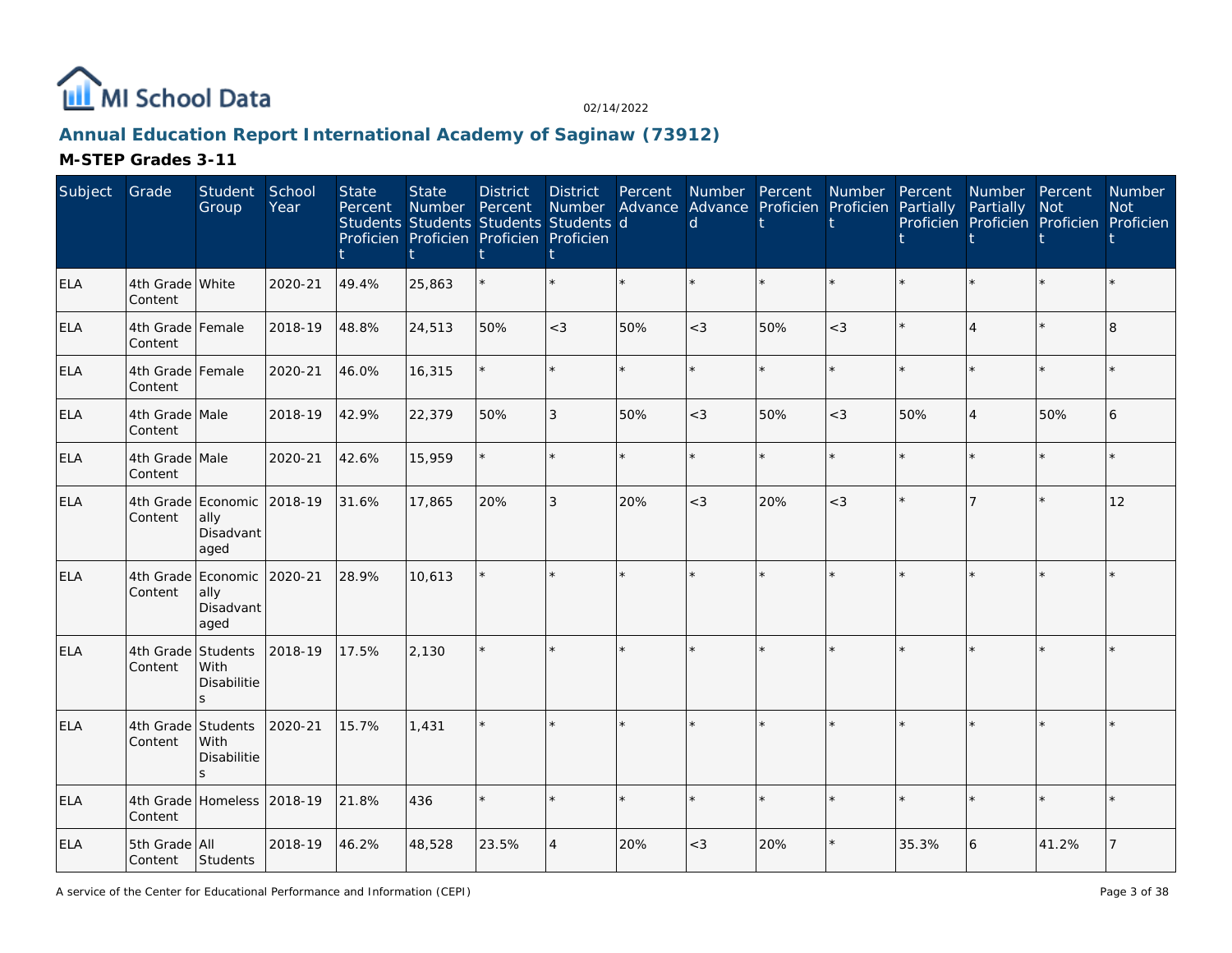## Annual Education Report International Academy of Saginaw (73912)

### M-STEP Grades 3-11

| Subject | Grade | Student Group | School Year | State Percent Students Proficient | State Number Students Proficient | District Percent Students Proficient | District Number Students Proficient | Percent Advanced | Number Advanced | Percent Proficient | Number Proficient | Percent Partially Proficient | Number Partially Proficient | Percent Not Proficient | Number Not Proficient |
|---|---|---|---|---|---|---|---|---|---|---|---|---|---|---|---|
| ELA | 4th Grade Content | White | 2020-21 | 49.4% | 25,863 | * | * | * | * | * | * | * | * | * | * |
| ELA | 4th Grade Content | Female | 2018-19 | 48.8% | 24,513 | 50% | <3 | 50% | <3 | 50% | <3 | * | 4 | * | 8 |
| ELA | 4th Grade Content | Female | 2020-21 | 46.0% | 16,315 | * | * | * | * | * | * | * | * | * | * |
| ELA | 4th Grade Content | Male | 2018-19 | 42.9% | 22,379 | 50% | 3 | 50% | <3 | 50% | <3 | 50% | 4 | 50% | 6 |
| ELA | 4th Grade Content | Male | 2020-21 | 42.6% | 15,959 | * | * | * | * | * | * | * | * | * | * |
| ELA | 4th Grade Content | Economically Disadvantaged | 2018-19 | 31.6% | 17,865 | 20% | 3 | 20% | <3 | 20% | <3 | * | 7 | * | 12 |
| ELA | 4th Grade Content | Economically Disadvantaged | 2020-21 | 28.9% | 10,613 | * | * | * | * | * | * | * | * | * | * |
| ELA | 4th Grade Content | Students With Disabilities | 2018-19 | 17.5% | 2,130 | * | * | * | * | * | * | * | * | * | * |
| ELA | 4th Grade Content | Students With Disabilities | 2020-21 | 15.7% | 1,431 | * | * | * | * | * | * | * | * | * | * |
| ELA | 4th Grade Content | Homeless | 2018-19 | 21.8% | 436 | * | * | * | * | * | * | * | * | * | * |
| ELA | 5th Grade Content | All Students | 2018-19 | 46.2% | 48,528 | 23.5% | 4 | 20% | <3 | 20% | * | 35.3% | 6 | 41.2% | 7 |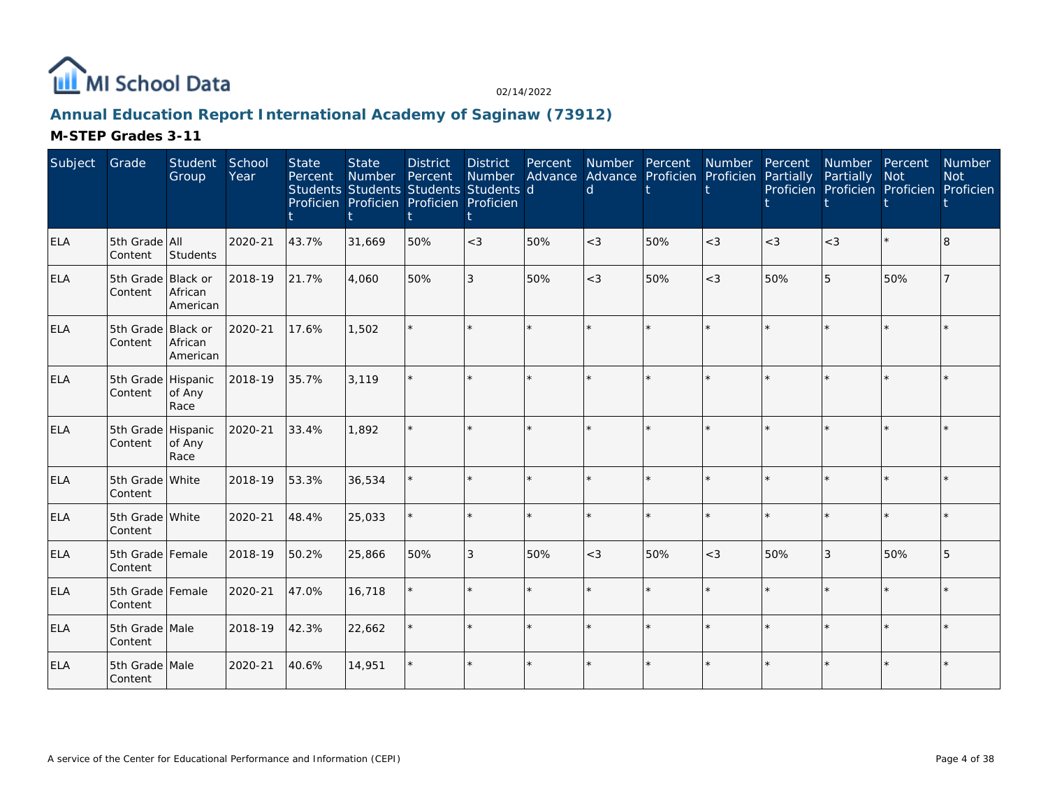# Annual Education Report International Academy of Saginaw (73912)

02/14/2022

## M-STEP Grades 3-11

| Subject | Grade | Student Group | School Year | State Percent Students Proficient | State Number Students Proficient | District Percent Students Proficient | District Number Students Proficient | Percent Advanced | Number Advanced | Percent Proficient | Number Proficient | Percent Partially Proficient | Number Partially Proficient | Percent Not Proficient | Number Not Proficient |
|---|---|---|---|---|---|---|---|---|---|---|---|---|---|---|---|
| ELA | 5th Grade Content | All Students | 2020-21 | 43.7% | 31,669 | 50% | <3 | 50% | <3 | 50% | <3 | <3 | <3 | * | 8 |
| ELA | 5th Grade Content | Black or African American | 2018-19 | 21.7% | 4,060 | 50% | 3 | 50% | <3 | 50% | <3 | 50% | 5 | 50% | 7 |
| ELA | 5th Grade Content | Black or African American | 2020-21 | 17.6% | 1,502 | * | * | * | * | * | * | * | * | * | * |
| ELA | 5th Grade Content | Hispanic of Any Race | 2018-19 | 35.7% | 3,119 | * | * | * | * | * | * | * | * | * | * |
| ELA | 5th Grade Content | Hispanic of Any Race | 2020-21 | 33.4% | 1,892 | * | * | * | * | * | * | * | * | * | * |
| ELA | 5th Grade Content | White | 2018-19 | 53.3% | 36,534 | * | * | * | * | * | * | * | * | * | * |
| ELA | 5th Grade Content | White | 2020-21 | 48.4% | 25,033 | * | * | * | * | * | * | * | * | * | * |
| ELA | 5th Grade Content | Female | 2018-19 | 50.2% | 25,866 | 50% | 3 | 50% | <3 | 50% | <3 | 50% | 3 | 50% | 5 |
| ELA | 5th Grade Content | Female | 2020-21 | 47.0% | 16,718 | * | * | * | * | * | * | * | * | * | * |
| ELA | 5th Grade Content | Male | 2018-19 | 42.3% | 22,662 | * | * | * | * | * | * | * | * | * | * |
| ELA | 5th Grade Content | Male | 2020-21 | 40.6% | 14,951 | * | * | * | * | * | * | * | * | * | * |

A service of the Center for Educational Performance and Information (CEPI)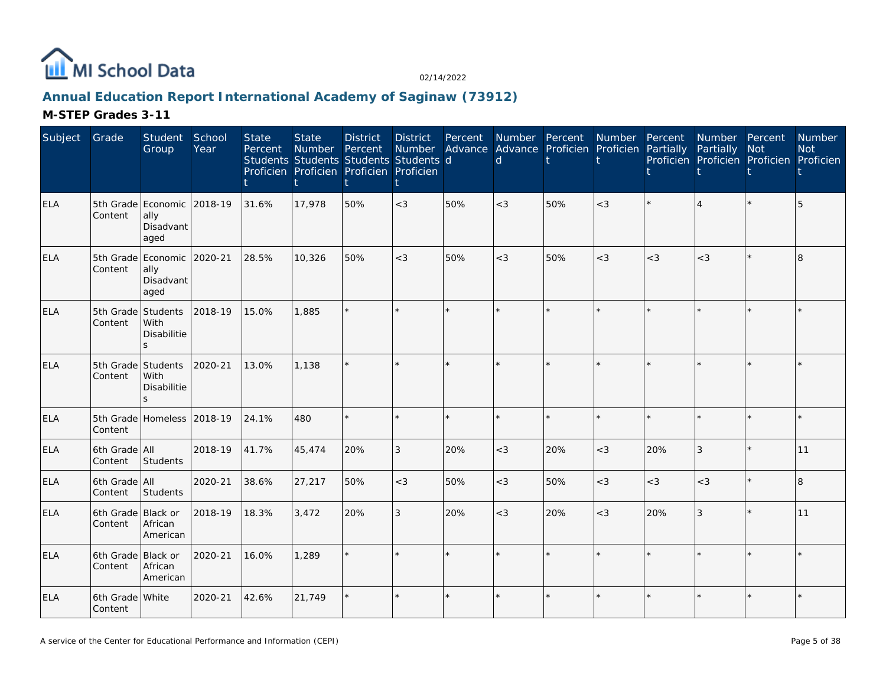# Annual Education Report International Academy of Saginaw (73912)

## M-STEP Grades 3-11

| Subject | Grade | Student Group | School Year | State Percent Students Proficient | State Number Students Proficient | District Percent Students Proficient | District Number Students Proficient | Percent Advanced | Number Advanced | Percent Proficient | Number Proficient | Percent Partially Proficient | Number Partially Proficient | Percent Not Proficient | Number Not Proficient |
|---|---|---|---|---|---|---|---|---|---|---|---|---|---|---|---|
| ELA | 5th Grade Content | Economically Disadvantaged | 2018-19 | 31.6% | 17,978 | 50% | <3 | 50% | <3 | 50% | <3 | * | 4 | * | 5 |
| ELA | 5th Grade Content | Economically Disadvantaged | 2020-21 | 28.5% | 10,326 | 50% | <3 | 50% | <3 | 50% | <3 | <3 | <3 | * | 8 |
| ELA | 5th Grade Content | Students With Disabilities | 2018-19 | 15.0% | 1,885 | * | * | * | * | * | * | * | * | * | * |
| ELA | 5th Grade Content | Students With Disabilities | 2020-21 | 13.0% | 1,138 | * | * | * | * | * | * | * | * | * | * |
| ELA | 5th Grade Content | Homeless | 2018-19 | 24.1% | 480 | * | * | * | * | * | * | * | * | * | * |
| ELA | 6th Grade Content | All Students | 2018-19 | 41.7% | 45,474 | 20% | 3 | 20% | <3 | 20% | <3 | 20% | 3 | * | 11 |
| ELA | 6th Grade Content | All Students | 2020-21 | 38.6% | 27,217 | 50% | <3 | 50% | <3 | 50% | <3 | <3 | <3 | * | 8 |
| ELA | 6th Grade Content | Black or African American | 2018-19 | 18.3% | 3,472 | 20% | 3 | 20% | <3 | 20% | <3 | 20% | 3 | * | 11 |
| ELA | 6th Grade Content | Black or African American | 2020-21 | 16.0% | 1,289 | * | * | * | * | * | * | * | * | * | * |
| ELA | 6th Grade Content | White | 2020-21 | 42.6% | 21,749 | * | * | * | * | * | * | * | * | * | * |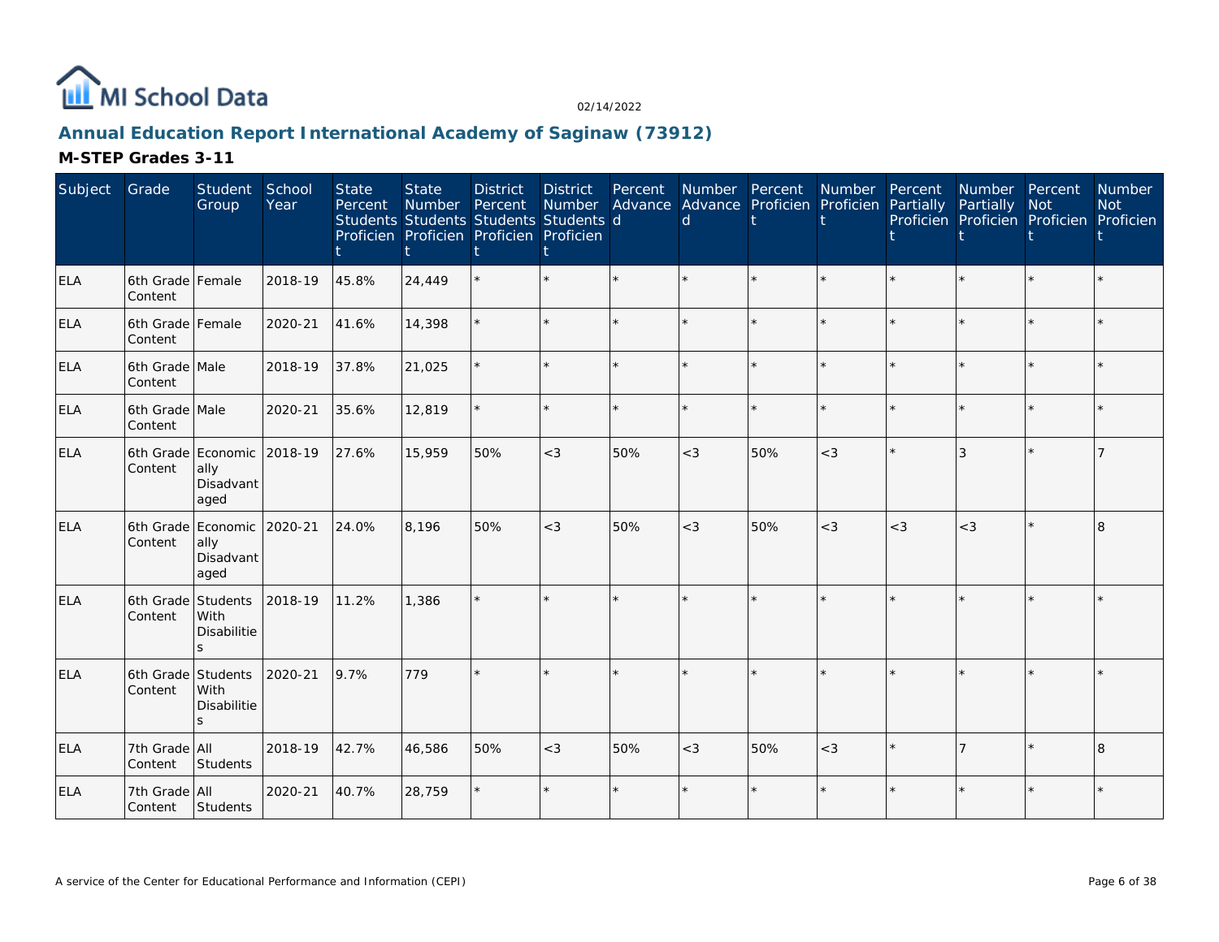MI School Data

02/14/2022

## Annual Education Report International Academy of Saginaw (73912)

### M-STEP Grades 3-11

| Subject | Grade | Student Group | School Year | State Percent Students Proficient | State Number Students Proficient | District Percent Students Proficient | District Number Students Proficient | Percent Advanced | Number Advanced | Percent Proficient | Number Proficient | Percent Partially Proficient | Number Partially Proficient | Percent Not Proficient | Number Not Proficient |
|---|---|---|---|---|---|---|---|---|---|---|---|---|---|---|---|
| ELA | 6th Grade Content | Female | 2018-19 | 45.8% | 24,449 | * | * | * | * | * | * | * | * | * | * |
| ELA | 6th Grade Content | Female | 2020-21 | 41.6% | 14,398 | * | * | * | * | * | * | * | * | * | * |
| ELA | 6th Grade Content | Male | 2018-19 | 37.8% | 21,025 | * | * | * | * | * | * | * | * | * | * |
| ELA | 6th Grade Content | Male | 2020-21 | 35.6% | 12,819 | * | * | * | * | * | * | * | * | * | * |
| ELA | 6th Grade Content | Economically Disadvantaged | 2018-19 | 27.6% | 15,959 | 50% | <3 | 50% | <3 | 50% | <3 | * | 3 | * | 7 |
| ELA | 6th Grade Content | Economically Disadvantaged | 2020-21 | 24.0% | 8,196 | 50% | <3 | 50% | <3 | 50% | <3 | <3 | <3 | * | 8 |
| ELA | 6th Grade Content | Students With Disabilities | 2018-19 | 11.2% | 1,386 | * | * | * | * | * | * | * | * | * | * |
| ELA | 6th Grade Content | Students With Disabilities | 2020-21 | 9.7% | 779 | * | * | * | * | * | * | * | * | * | * |
| ELA | 7th Grade Content | All Students | 2018-19 | 42.7% | 46,586 | 50% | <3 | 50% | <3 | 50% | <3 | * | 7 | * | 8 |
| ELA | 7th Grade Content | All Students | 2020-21 | 40.7% | 28,759 | * | * | * | * | * | * | * | * | * | * |

A service of the Center for Educational Performance and Information (CEPI)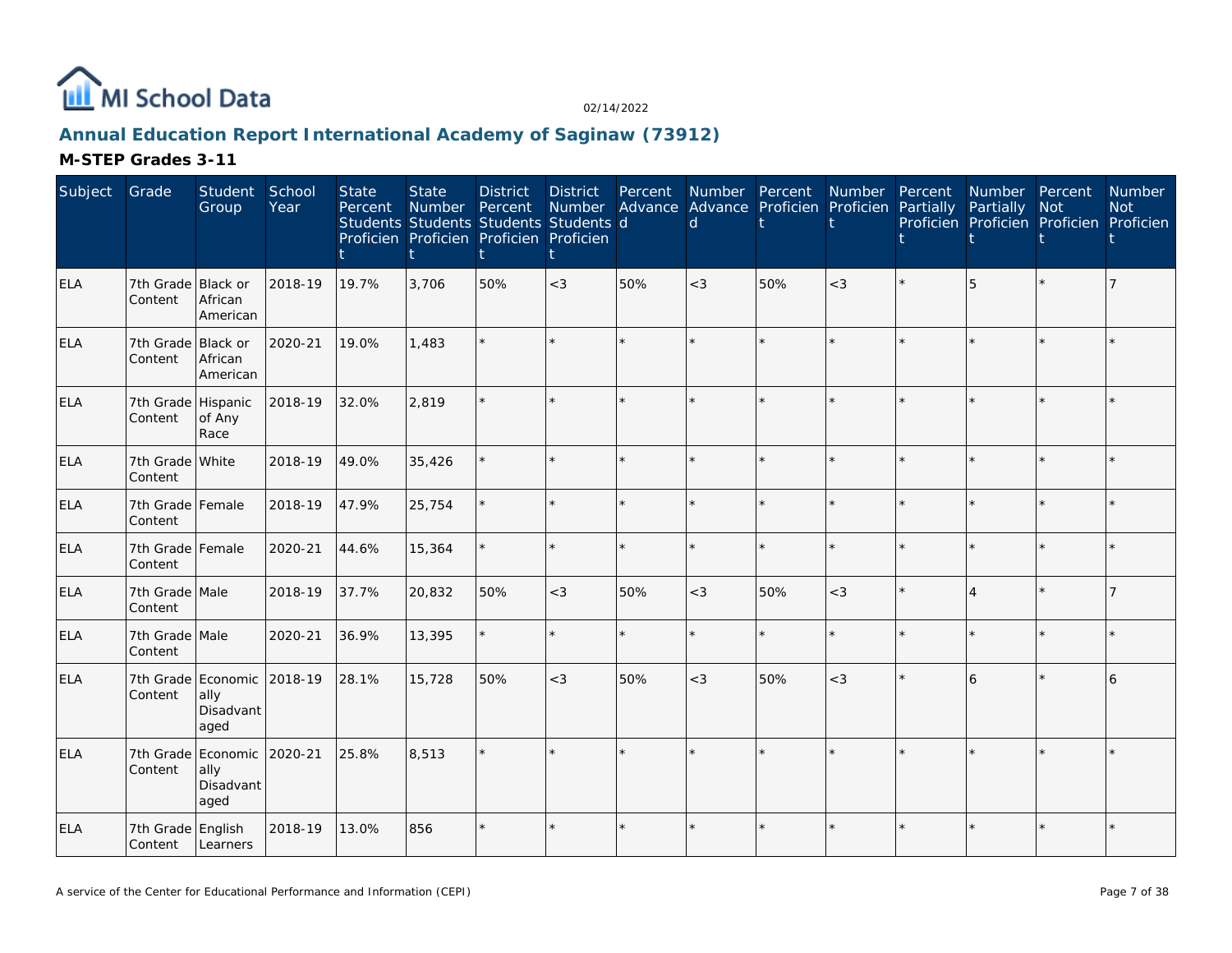# Annual Education Report International Academy of Saginaw (73912)

02/14/2022

## M-STEP Grades 3-11

| Subject | Grade | Student Group | School Year | State Percent Students Proficient | State Number Students Proficient | District Percent Students Proficient | District Number Students Proficient | Percent Advanced | Number Advanced | Percent Proficient | Number Proficient | Percent Partially Proficient | Number Partially Proficient | Percent Not Proficient | Number Not Proficient |
|---|---|---|---|---|---|---|---|---|---|---|---|---|---|---|---|
| ELA | 7th Grade Content | Black or African American | 2018-19 | 19.7% | 3,706 | 50% | <3 | 50% | <3 | 50% | <3 | * | 5 | * | 7 |
| ELA | 7th Grade Content | Black or African American | 2020-21 | 19.0% | 1,483 | * | * | * | * | * | * | * | * | * | * |
| ELA | 7th Grade Content | Hispanic of Any Race | 2018-19 | 32.0% | 2,819 | * | * | * | * | * | * | * | * | * | * |
| ELA | 7th Grade Content | White | 2018-19 | 49.0% | 35,426 | * | * | * | * | * | * | * | * | * | * |
| ELA | 7th Grade Content | Female | 2018-19 | 47.9% | 25,754 | * | * | * | * | * | * | * | * | * | * |
| ELA | 7th Grade Content | Female | 2020-21 | 44.6% | 15,364 | * | * | * | * | * | * | * | * | * | * |
| ELA | 7th Grade Content | Male | 2018-19 | 37.7% | 20,832 | 50% | <3 | 50% | <3 | 50% | <3 | * | 4 | * | 7 |
| ELA | 7th Grade Content | Male | 2020-21 | 36.9% | 13,395 | * | * | * | * | * | * | * | * | * | * |
| ELA | 7th Grade Content | Economically Disadvantaged | 2018-19 | 28.1% | 15,728 | 50% | <3 | 50% | <3 | 50% | <3 | * | 6 | * | 6 |
| ELA | 7th Grade Content | Economically Disadvantaged | 2020-21 | 25.8% | 8,513 | * | * | * | * | * | * | * | * | * | * |
| ELA | 7th Grade Content | English Learners | 2018-19 | 13.0% | 856 | * | * | * | * | * | * | * | * | * | * |

A service of the Center for Educational Performance and Information (CEPI)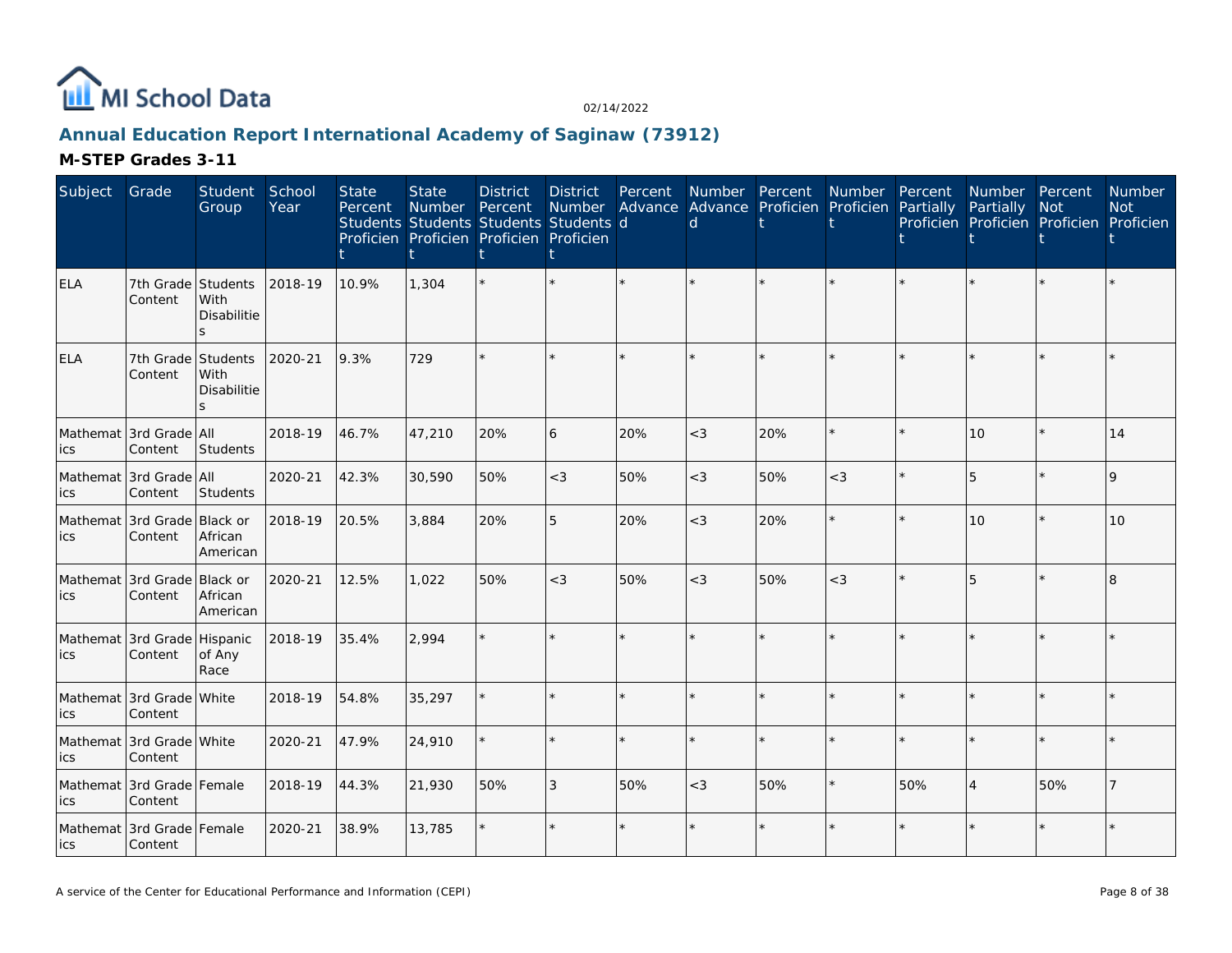## Annual Education Report International Academy of Saginaw (73912)

### M-STEP Grades 3-11

| Subject | Grade | Student Group | School Year | State Percent Students Proficient | State Number Students Proficient | District Percent Students Proficient | District Number Students Proficient | Percent Advanced | Number Advanced | Percent Proficient | Number Proficient | Percent Partially Proficient | Number Partially Proficient | Percent Not Proficient | Number Not Proficient |
|---|---|---|---|---|---|---|---|---|---|---|---|---|---|---|---|
| ELA | 7th Grade Content | Students With Disabilities | 2018-19 | 10.9% | 1,304 | * | * | * | * | * | * | * | * | * | * |
| ELA | 7th Grade Content | Students With Disabilities | 2020-21 | 9.3% | 729 | * | * | * | * | * | * | * | * | * | * |
| Mathematics | 3rd Grade Content | All Students | 2018-19 | 46.7% | 47,210 | 20% | 6 | 20% | <3 | 20% | * | * | 10 | * | 14 |
| Mathematics | 3rd Grade Content | All Students | 2020-21 | 42.3% | 30,590 | 50% | <3 | 50% | <3 | 50% | <3 | * | 5 | * | 9 |
| Mathematics | 3rd Grade Content | Black or African American | 2018-19 | 20.5% | 3,884 | 20% | 5 | 20% | <3 | 20% | * | * | 10 | * | 10 |
| Mathematics | 3rd Grade Content | Black or African American | 2020-21 | 12.5% | 1,022 | 50% | <3 | 50% | <3 | 50% | <3 | * | 5 | * | 8 |
| Mathematics | 3rd Grade Content | Hispanic of Any Race | 2018-19 | 35.4% | 2,994 | * | * | * | * | * | * | * | * | * | * |
| Mathematics | 3rd Grade Content | White | 2018-19 | 54.8% | 35,297 | * | * | * | * | * | * | * | * | * | * |
| Mathematics | 3rd Grade Content | White | 2020-21 | 47.9% | 24,910 | * | * | * | * | * | * | * | * | * | * |
| Mathematics | 3rd Grade Content | Female | 2018-19 | 44.3% | 21,930 | 50% | 3 | 50% | <3 | 50% | * | 50% | 4 | 50% | 7 |
| Mathematics | 3rd Grade Content | Female | 2020-21 | 38.9% | 13,785 | * | * | * | * | * | * | * | * | * | * |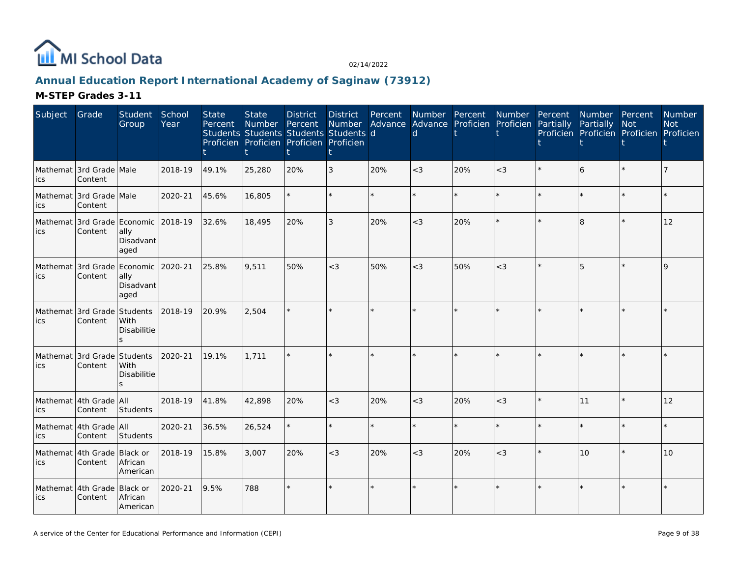MI School Data

02/14/2022

## Annual Education Report International Academy of Saginaw (73912)

### M-STEP Grades 3-11

| Subject | Grade | Student Group | School Year | State Percent Students Proficient | State Number Students Proficient | District Percent Students Proficient | District Number Students Proficient | Percent Advanced | Number Advanced | Percent Proficient | Number Proficient | Percent Partially Proficient | Number Partially Proficient | Percent Not Proficient | Number Not Proficient |
|---|---|---|---|---|---|---|---|---|---|---|---|---|---|---|---|
| Mathematics | 3rd Grade Content | Male | 2018-19 | 49.1% | 25,280 | 20% | 3 | 20% | <3 | 20% | <3 | * | 6 | * | 7 |
| Mathematics | 3rd Grade Content | Male | 2020-21 | 45.6% | 16,805 | * | * | * | * | * | * | * | * | * | * |
| Mathematics | 3rd Grade Content | Economically Disadvantaged | 2018-19 | 32.6% | 18,495 | 20% | 3 | 20% | <3 | 20% | * | * | 8 | * | 12 |
| Mathematics | 3rd Grade Content | Economically Disadvantaged | 2020-21 | 25.8% | 9,511 | 50% | <3 | 50% | <3 | 50% | <3 | * | 5 | * | 9 |
| Mathematics | 3rd Grade Content | Students With Disabilities | 2018-19 | 20.9% | 2,504 | * | * | * | * | * | * | * | * | * | * |
| Mathematics | 3rd Grade Content | Students With Disabilities | 2020-21 | 19.1% | 1,711 | * | * | * | * | * | * | * | * | * | * |
| Mathematics | 4th Grade Content | All Students | 2018-19 | 41.8% | 42,898 | 20% | <3 | 20% | <3 | 20% | <3 | * | 11 | * | 12 |
| Mathematics | 4th Grade Content | All Students | 2020-21 | 36.5% | 26,524 | * | * | * | * | * | * | * | * | * | * |
| Mathematics | 4th Grade Content | Black or African American | 2018-19 | 15.8% | 3,007 | 20% | <3 | 20% | <3 | 20% | <3 | * | 10 | * | 10 |
| Mathematics | 4th Grade Content | Black or African American | 2020-21 | 9.5% | 788 | * | * | * | * | * | * | * | * | * | * |

A service of the Center for Educational Performance and Information (CEPI)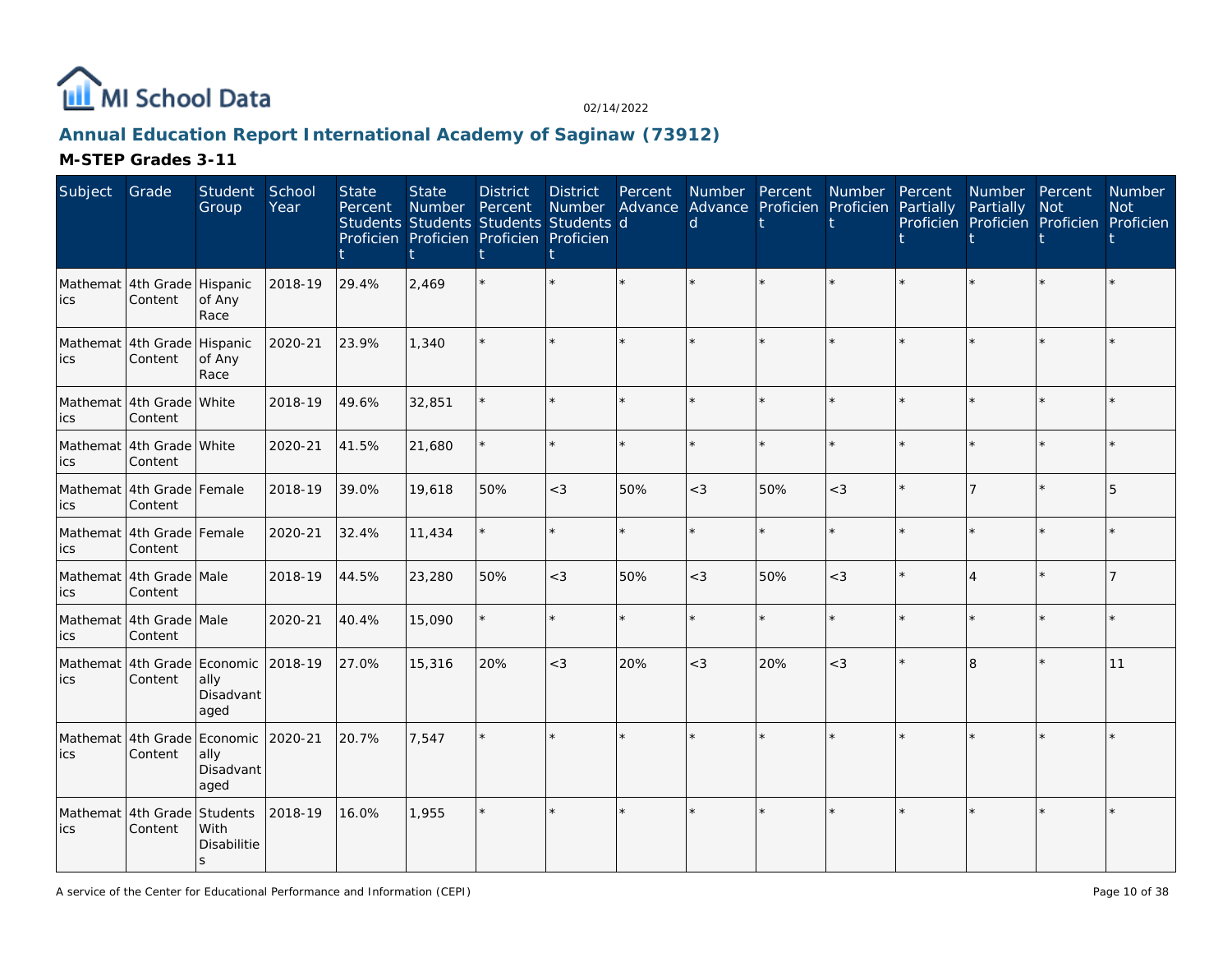02/14/2022

## Annual Education Report International Academy of Saginaw (73912)

### M-STEP Grades 3-11

| Subject | Grade | Student Group | School Year | State Percent Students Proficient | State Number Students Proficient | District Percent Students Proficient | District Number Students Proficient | Percent Advanced | Number Advanced | Percent Proficient | Number Proficient | Percent Partially Proficient | Number Partially Proficient | Percent Not Proficient | Number Not Proficient |
|---|---|---|---|---|---|---|---|---|---|---|---|---|---|---|---|
| Mathematics | 4th Grade Content | Hispanic of Any Race | 2018-19 | 29.4% | 2,469 | * | * | * | * | * | * | * | * | * | * |
| Mathematics | 4th Grade Content | Hispanic of Any Race | 2020-21 | 23.9% | 1,340 | * | * | * | * | * | * | * | * | * | * |
| Mathematics | 4th Grade Content | White | 2018-19 | 49.6% | 32,851 | * | * | * | * | * | * | * | * | * | * |
| Mathematics | 4th Grade Content | White | 2020-21 | 41.5% | 21,680 | * | * | * | * | * | * | * | * | * | * |
| Mathematics | 4th Grade Content | Female | 2018-19 | 39.0% | 19,618 | 50% | <3 | 50% | <3 | 50% | <3 | * | 7 | * | 5 |
| Mathematics | 4th Grade Content | Female | 2020-21 | 32.4% | 11,434 | * | * | * | * | * | * | * | * | * | * |
| Mathematics | 4th Grade Content | Male | 2018-19 | 44.5% | 23,280 | 50% | <3 | 50% | <3 | 50% | <3 | * | 4 | * | 7 |
| Mathematics | 4th Grade Content | Male | 2020-21 | 40.4% | 15,090 | * | * | * | * | * | * | * | * | * | * |
| Mathematics | 4th Grade Content | Economically Disadvantaged | 2018-19 | 27.0% | 15,316 | 20% | <3 | 20% | <3 | 20% | <3 | * | 8 | * | 11 |
| Mathematics | 4th Grade Content | Economically Disadvantaged | 2020-21 | 20.7% | 7,547 | * | * | * | * | * | * | * | * | * | * |
| Mathematics | 4th Grade Content | Students With Disabilities | 2018-19 | 16.0% | 1,955 | * | * | * | * | * | * | * | * | * | * |

A service of the Center for Educational Performance and Information (CEPI)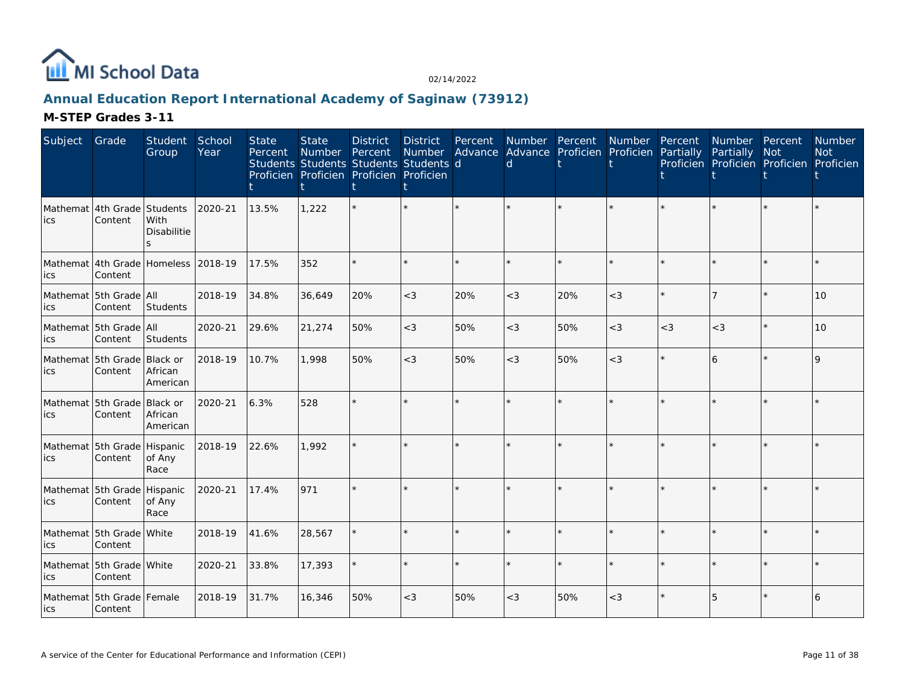## Annual Education Report International Academy of Saginaw (73912)

### M-STEP Grades 3-11

| Subject | Grade | Student Group | School Year | State Percent Students Proficient | State Number Students Proficient | District Percent Students Proficient | District Number Students Proficient | Percent Advanced | Number Advanced | Percent Proficient | Number Proficient | Percent Partially Proficient | Number Partially Proficient | Percent Not Proficient | Number Not Proficient |
|---|---|---|---|---|---|---|---|---|---|---|---|---|---|---|---|
| Mathematics | 4th Grade Content | Students With Disabilities | 2020-21 | 13.5% | 1,222 | * | * | * | * | * | * | * | * | * | * |
| Mathematics | 4th Grade Content | Homeless | 2018-19 | 17.5% | 352 | * | * | * | * | * | * | * | * | * | * |
| Mathematics | 5th Grade Content | All Students | 2018-19 | 34.8% | 36,649 | 20% | <3 | 20% | <3 | 20% | <3 | * | 7 | * | 10 |
| Mathematics | 5th Grade Content | All Students | 2020-21 | 29.6% | 21,274 | 50% | <3 | 50% | <3 | 50% | <3 | <3 | <3 | * | 10 |
| Mathematics | 5th Grade Content | Black or African American | 2018-19 | 10.7% | 1,998 | 50% | <3 | 50% | <3 | 50% | <3 | * | 6 | * | 9 |
| Mathematics | 5th Grade Content | Black or African American | 2020-21 | 6.3% | 528 | * | * | * | * | * | * | * | * | * | * |
| Mathematics | 5th Grade Content | Hispanic of Any Race | 2018-19 | 22.6% | 1,992 | * | * | * | * | * | * | * | * | * | * |
| Mathematics | 5th Grade Content | Hispanic of Any Race | 2020-21 | 17.4% | 971 | * | * | * | * | * | * | * | * | * | * |
| Mathematics | 5th Grade Content | White | 2018-19 | 41.6% | 28,567 | * | * | * | * | * | * | * | * | * | * |
| Mathematics | 5th Grade Content | White | 2020-21 | 33.8% | 17,393 | * | * | * | * | * | * | * | * | * | * |
| Mathematics | 5th Grade Content | Female | 2018-19 | 31.7% | 16,346 | 50% | <3 | 50% | <3 | 50% | <3 | * | 5 | * | 6 |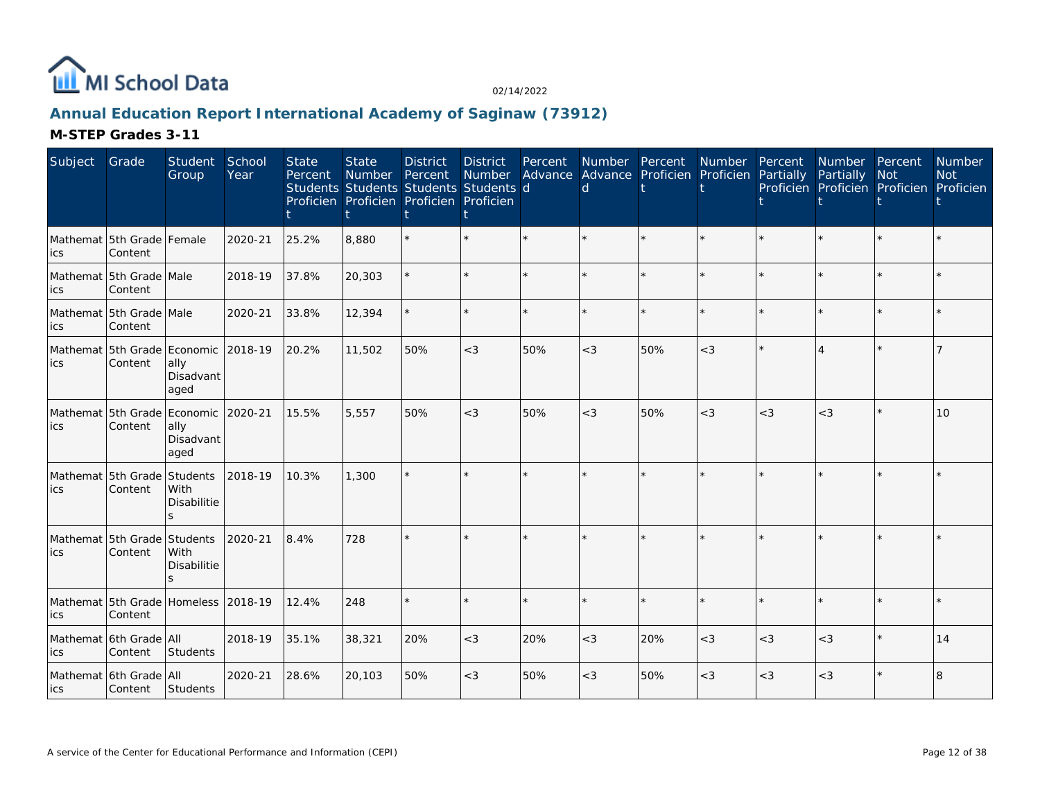# Annual Education Report International Academy of Saginaw (73912)

02/14/2022

## M-STEP Grades 3-11

| Subject | Grade | Student Group | School Year | State Percent Students Proficient | State Number Students Proficient | District Percent Students Proficient | District Number Students Proficient | Percent Advanced | Number Advanced | Percent Proficient | Number Proficient | Percent Partially Proficient | Number Partially Proficient | Percent Not Proficient | Number Not Proficient |
|---|---|---|---|---|---|---|---|---|---|---|---|---|---|---|---|
| Mathematics | 5th Grade Content | Female | 2020-21 | 25.2% | 8,880 | * | * | * | * | * | * | * | * | * | * |
| Mathematics | 5th Grade Content | Male | 2018-19 | 37.8% | 20,303 | * | * | * | * | * | * | * | * | * | * |
| Mathematics | 5th Grade Content | Male | 2020-21 | 33.8% | 12,394 | * | * | * | * | * | * | * | * | * | * |
| Mathematics | 5th Grade Content | Economically Disadvantaged | 2018-19 | 20.2% | 11,502 | 50% | <3 | 50% | <3 | 50% | <3 | * | 4 | * | 7 |
| Mathematics | 5th Grade Content | Economically Disadvantaged | 2020-21 | 15.5% | 5,557 | 50% | <3 | 50% | <3 | 50% | <3 | <3 | <3 | * | 10 |
| Mathematics | 5th Grade Content | Students With Disabilities | 2018-19 | 10.3% | 1,300 | * | * | * | * | * | * | * | * | * | * |
| Mathematics | 5th Grade Content | Students With Disabilities | 2020-21 | 8.4% | 728 | * | * | * | * | * | * | * | * | * | * |
| Mathematics | 5th Grade Content | Homeless | 2018-19 | 12.4% | 248 | * | * | * | * | * | * | * | * | * | * |
| Mathematics | 6th Grade Content | All Students | 2018-19 | 35.1% | 38,321 | 20% | <3 | 20% | <3 | 20% | <3 | <3 | <3 | * | 14 |
| Mathematics | 6th Grade Content | All Students | 2020-21 | 28.6% | 20,103 | 50% | <3 | 50% | <3 | 50% | <3 | <3 | <3 | * | 8 |

A service of the Center for Educational Performance and Information (CEPI)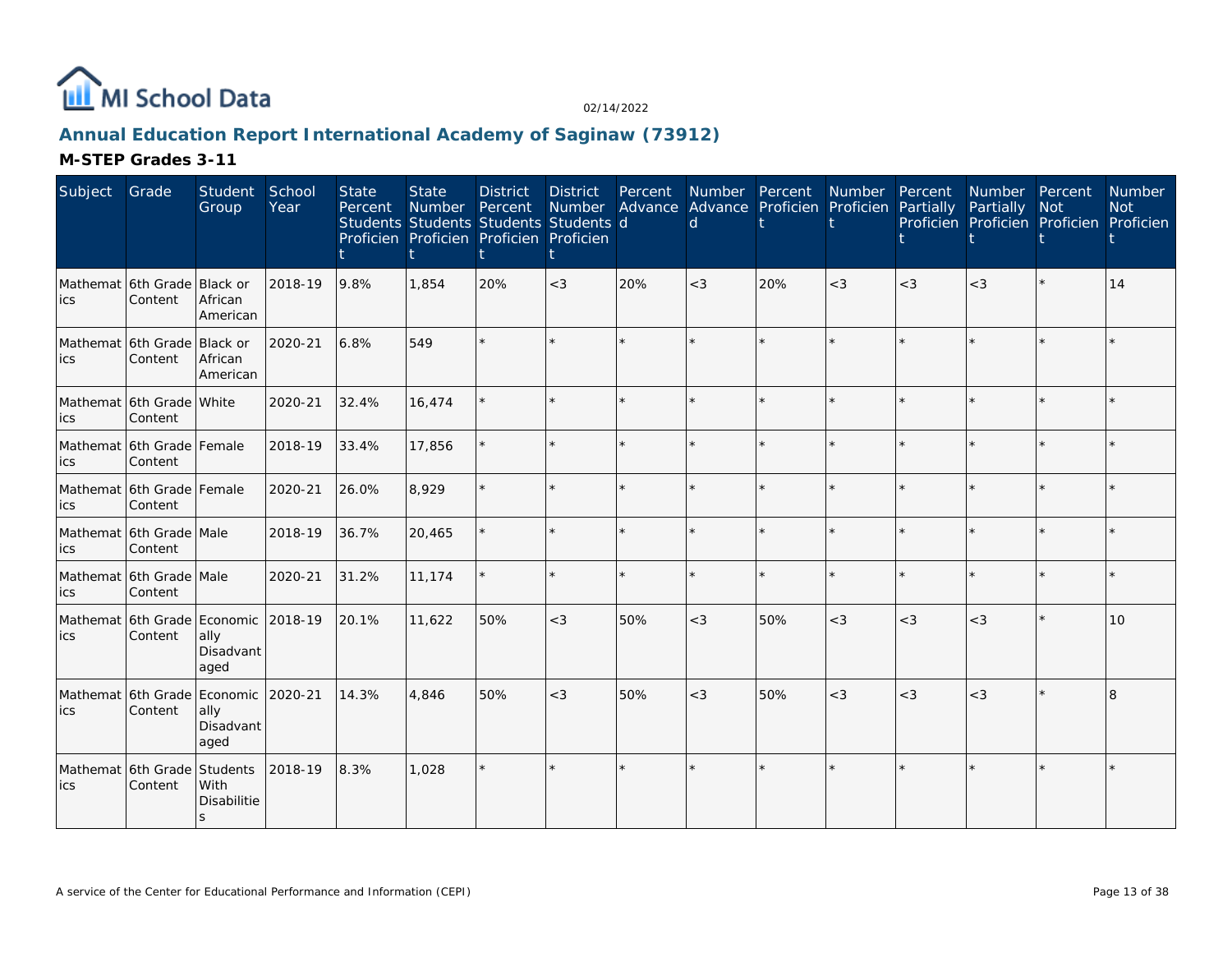# Annual Education Report International Academy of Saginaw (73912)

02/14/2022

## M-STEP Grades 3-11

| Subject | Grade | Student Group | School Year | State Percent Students Proficient | State Number Students Proficient | District Percent Students Proficient | District Number Students Proficient | Percent Advanced | Number Advanced | Percent Proficient | Number Proficient | Percent Partially Proficient | Number Partially Proficient | Percent Not Proficient | Number Not Proficient |
|---|---|---|---|---|---|---|---|---|---|---|---|---|---|---|---|
| Mathematics | 6th Grade Content | Black or African American | 2018-19 | 9.8% | 1,854 | 20% | <3 | 20% | <3 | 20% | <3 | <3 | <3 | * | 14 |
| Mathematics | 6th Grade Content | Black or African American | 2020-21 | 6.8% | 549 | * | * | * | * | * | * | * | * | * | * |
| Mathematics | 6th Grade Content | White | 2020-21 | 32.4% | 16,474 | * | * | * | * | * | * | * | * | * | * |
| Mathematics | 6th Grade Content | Female | 2018-19 | 33.4% | 17,856 | * | * | * | * | * | * | * | * | * | * |
| Mathematics | 6th Grade Content | Female | 2020-21 | 26.0% | 8,929 | * | * | * | * | * | * | * | * | * | * |
| Mathematics | 6th Grade Content | Male | 2018-19 | 36.7% | 20,465 | * | * | * | * | * | * | * | * | * | * |
| Mathematics | 6th Grade Content | Male | 2020-21 | 31.2% | 11,174 | * | * | * | * | * | * | * | * | * | * |
| Mathematics | 6th Grade Content | Economically Disadvantaged | 2018-19 | 20.1% | 11,622 | 50% | <3 | 50% | <3 | 50% | <3 | <3 | <3 | * | 10 |
| Mathematics | 6th Grade Content | Economically Disadvantaged | 2020-21 | 14.3% | 4,846 | 50% | <3 | 50% | <3 | 50% | <3 | <3 | <3 | * | 8 |
| Mathematics | 6th Grade Content | Students With Disabilities | 2018-19 | 8.3% | 1,028 | * | * | * | * | * | * | * | * | * | * |

A service of the Center for Educational Performance and Information (CEPI)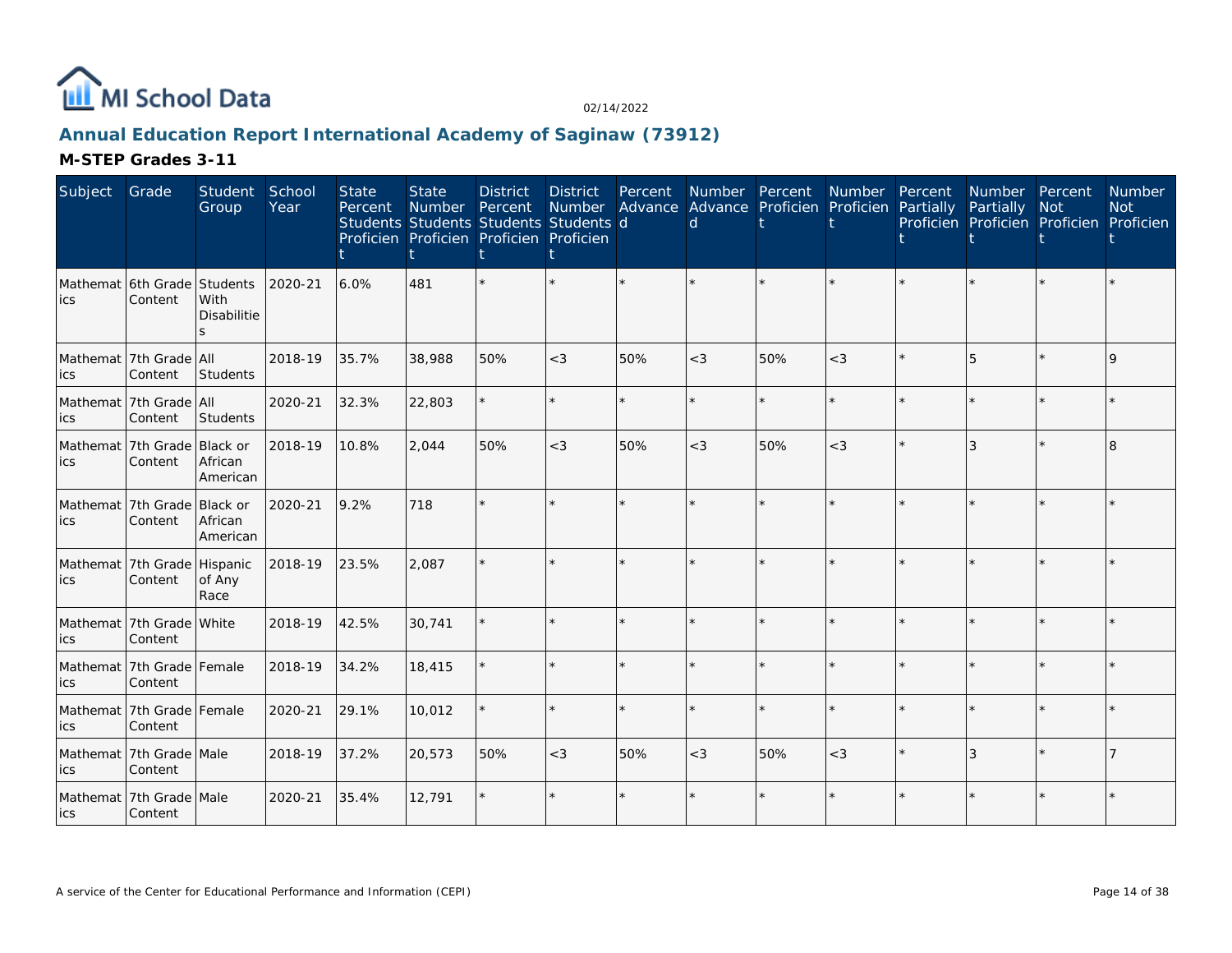MI School Data

02/14/2022

## Annual Education Report International Academy of Saginaw (73912)

### M-STEP Grades 3-11

| Subject | Grade | Student Group | School Year | State Percent Students Proficient | State Number Students Proficient | District Percent Students Proficient | District Number Students Proficient | Percent Advanced | Number Advanced | Percent Proficient | Number Proficient | Percent Partially Proficient | Number Partially Proficient | Percent Not Proficient | Number Not Proficient |
|---|---|---|---|---|---|---|---|---|---|---|---|---|---|---|---|
| Mathematics | 6th Grade Content | Students With Disabilities | 2020-21 | 6.0% | 481 | * | * | * | * | * | * | * | * | * | * |
| Mathematics | 7th Grade Content | All Students | 2018-19 | 35.7% | 38,988 | 50% | <3 | 50% | <3 | 50% | <3 | * | 5 | * | 9 |
| Mathematics | 7th Grade Content | All Students | 2020-21 | 32.3% | 22,803 | * | * | * | * | * | * | * | * | * | * |
| Mathematics | 7th Grade Content | Black or African American | 2018-19 | 10.8% | 2,044 | 50% | <3 | 50% | <3 | 50% | <3 | * | 3 | * | 8 |
| Mathematics | 7th Grade Content | Black or African American | 2020-21 | 9.2% | 718 | * | * | * | * | * | * | * | * | * | * |
| Mathematics | 7th Grade Content | Hispanic of Any Race | 2018-19 | 23.5% | 2,087 | * | * | * | * | * | * | * | * | * | * |
| Mathematics | 7th Grade Content | White | 2018-19 | 42.5% | 30,741 | * | * | * | * | * | * | * | * | * | * |
| Mathematics | 7th Grade Content | Female | 2018-19 | 34.2% | 18,415 | * | * | * | * | * | * | * | * | * | * |
| Mathematics | 7th Grade Content | Female | 2020-21 | 29.1% | 10,012 | * | * | * | * | * | * | * | * | * | * |
| Mathematics | 7th Grade Content | Male | 2018-19 | 37.2% | 20,573 | 50% | <3 | 50% | <3 | 50% | <3 | * | 3 | * | 7 |
| Mathematics | 7th Grade Content | Male | 2020-21 | 35.4% | 12,791 | * | * | * | * | * | * | * | * | * | * |

A service of the Center for Educational Performance and Information (CEPI)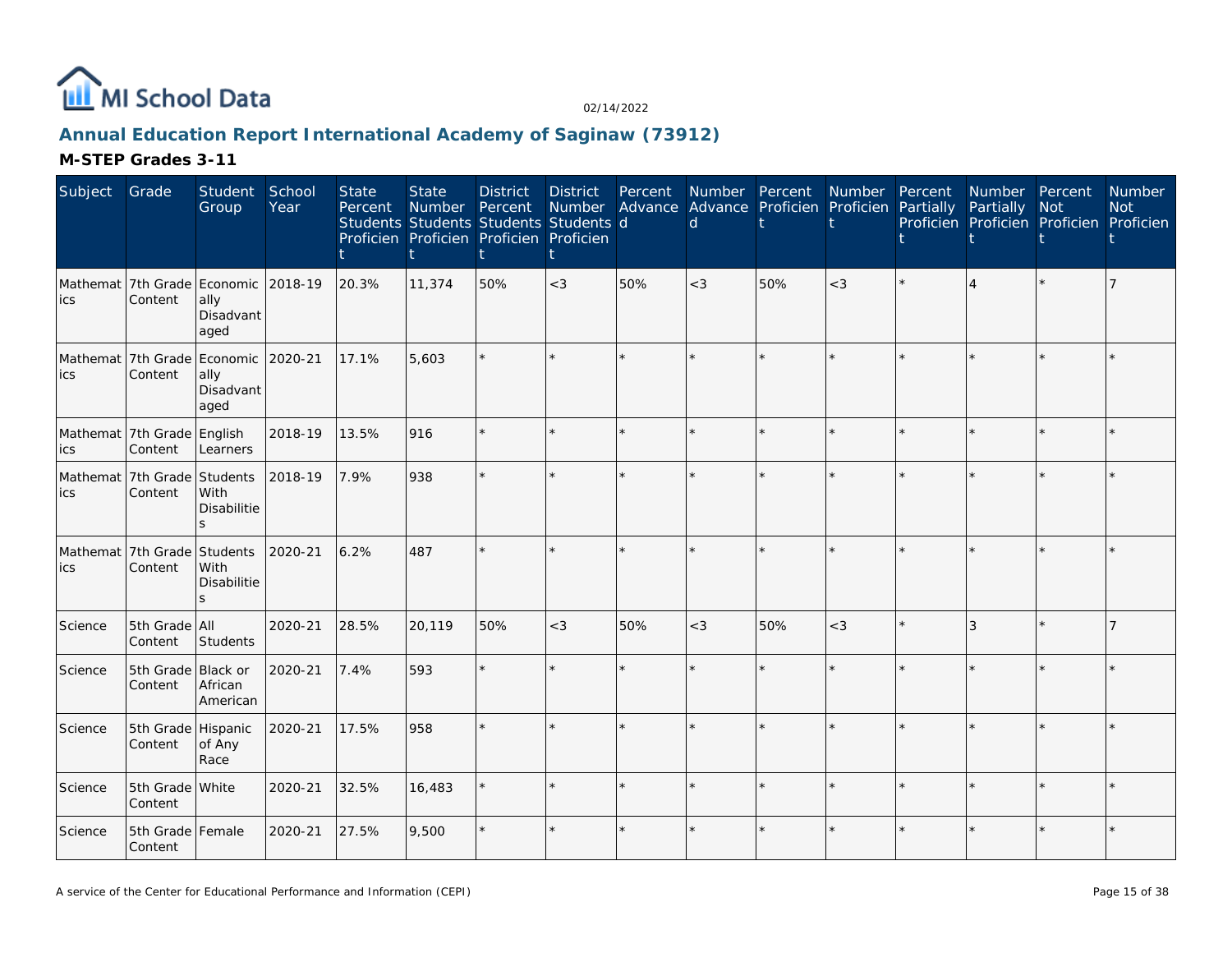# Annual Education Report International Academy of Saginaw (73912)

## M-STEP Grades 3-11

| Subject | Grade | Student Group | School Year | State Percent Students Proficient | State Number Students Proficient | District Percent Students Proficient | District Number Students Proficient | Percent Advanced | Number Advanced | Percent Proficient | Number Proficient | Percent Partially Proficient | Number Partially Proficient | Percent Not Proficient | Number Not Proficient |
|---|---|---|---|---|---|---|---|---|---|---|---|---|---|---|---|
| Mathematics | 7th Grade Content | Economically Disadvantaged | 2018-19 | 20.3% | 11,374 | 50% | <3 | 50% | <3 | 50% | <3 | * | 4 | * | 7 |
| Mathematics | 7th Grade Content | Economically Disadvantaged | 2020-21 | 17.1% | 5,603 | * | * | * | * | * | * | * | * | * | * |
| Mathematics | 7th Grade Content | English Learners | 2018-19 | 13.5% | 916 | * | * | * | * | * | * | * | * | * | * |
| Mathematics | 7th Grade Content | Students With Disabilities | 2018-19 | 7.9% | 938 | * | * | * | * | * | * | * | * | * | * |
| Mathematics | 7th Grade Content | Students With Disabilities | 2020-21 | 6.2% | 487 | * | * | * | * | * | * | * | * | * | * |
| Science | 5th Grade Content | All Students | 2020-21 | 28.5% | 20,119 | 50% | <3 | 50% | <3 | 50% | <3 | * | 3 | * | 7 |
| Science | 5th Grade Content | Black or African American | 2020-21 | 7.4% | 593 | * | * | * | * | * | * | * | * | * | * |
| Science | 5th Grade Content | Hispanic of Any Race | 2020-21 | 17.5% | 958 | * | * | * | * | * | * | * | * | * | * |
| Science | 5th Grade Content | White | 2020-21 | 32.5% | 16,483 | * | * | * | * | * | * | * | * | * | * |
| Science | 5th Grade Content | Female | 2020-21 | 27.5% | 9,500 | * | * | * | * | * | * | * | * | * | * |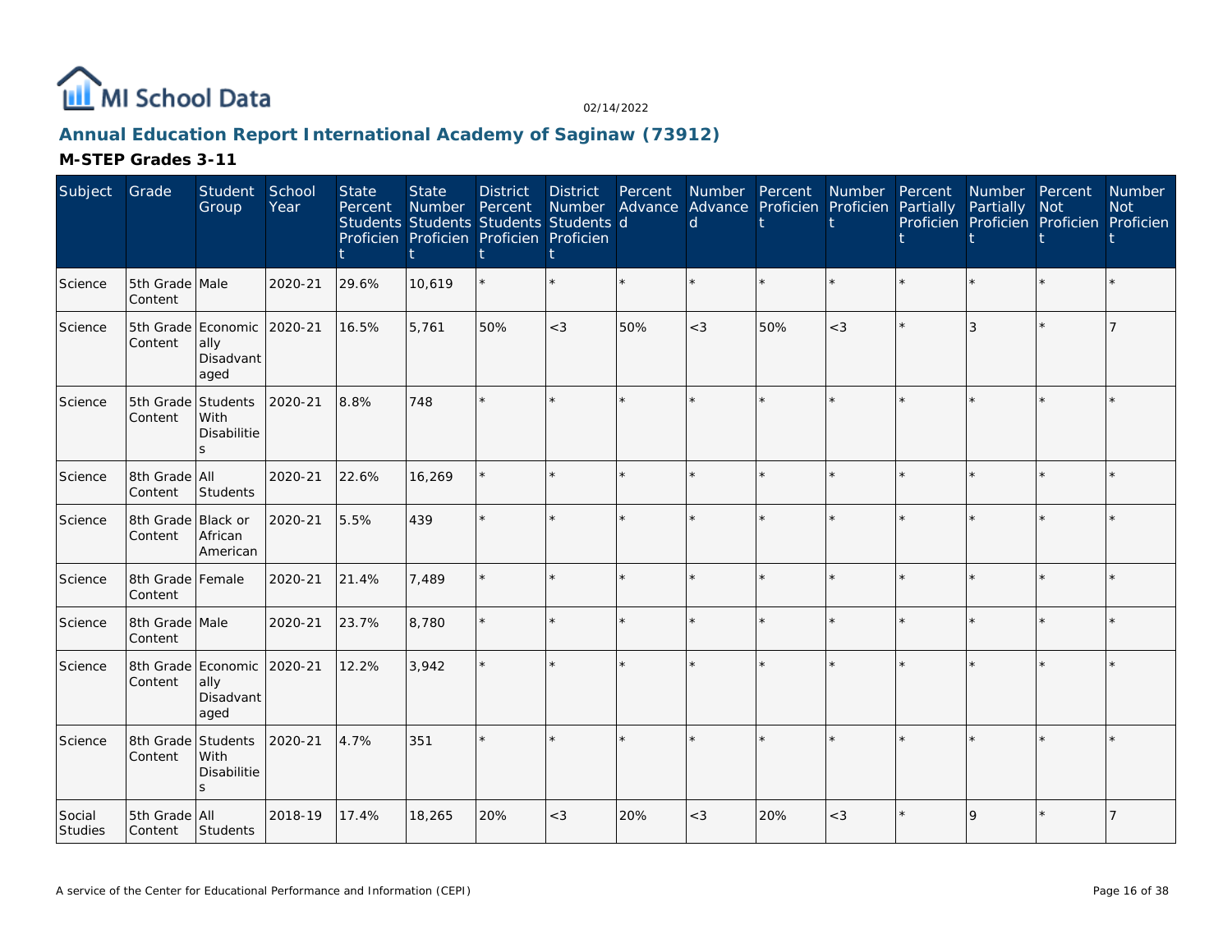# Annual Education Report International Academy of Saginaw (73912)

02/14/2022

## M-STEP Grades 3-11

| Subject | Grade | Student Group | School Year | State Percent Students Proficient | State Number Students Proficient | District Percent Students Proficient | District Number Students Proficient | Percent Advanced | Number Advanced | Percent Proficient | Number Proficient | Percent Partially Proficient | Number Partially Proficient | Percent Not Proficient | Number Not Proficient |
|---|---|---|---|---|---|---|---|---|---|---|---|---|---|---|---|
| Science | 5th Grade Content | Male | 2020-21 | 29.6% | 10,619 | * | * | * | * | * | * | * | * | * | * |
| Science | 5th Grade Content | Economically Disadvantaged | 2020-21 | 16.5% | 5,761 | 50% | <3 | 50% | <3 | 50% | <3 | * | 3 | * | 7 |
| Science | 5th Grade Content | Students With Disabilities | 2020-21 | 8.8% | 748 | * | * | * | * | * | * | * | * | * | * |
| Science | 8th Grade Content | All Students | 2020-21 | 22.6% | 16,269 | * | * | * | * | * | * | * | * | * | * |
| Science | 8th Grade Content | Black or African American | 2020-21 | 5.5% | 439 | * | * | * | * | * | * | * | * | * | * |
| Science | 8th Grade Content | Female | 2020-21 | 21.4% | 7,489 | * | * | * | * | * | * | * | * | * | * |
| Science | 8th Grade Content | Male | 2020-21 | 23.7% | 8,780 | * | * | * | * | * | * | * | * | * | * |
| Science | 8th Grade Content | Economically Disadvantaged | 2020-21 | 12.2% | 3,942 | * | * | * | * | * | * | * | * | * | * |
| Science | 8th Grade Content | Students With Disabilities | 2020-21 | 4.7% | 351 | * | * | * | * | * | * | * | * | * | * |
| Social Studies | 5th Grade Content | All Students | 2018-19 | 17.4% | 18,265 | 20% | <3 | 20% | <3 | 20% | <3 | * | 9 | * | 7 |

A service of the Center for Educational Performance and Information (CEPI)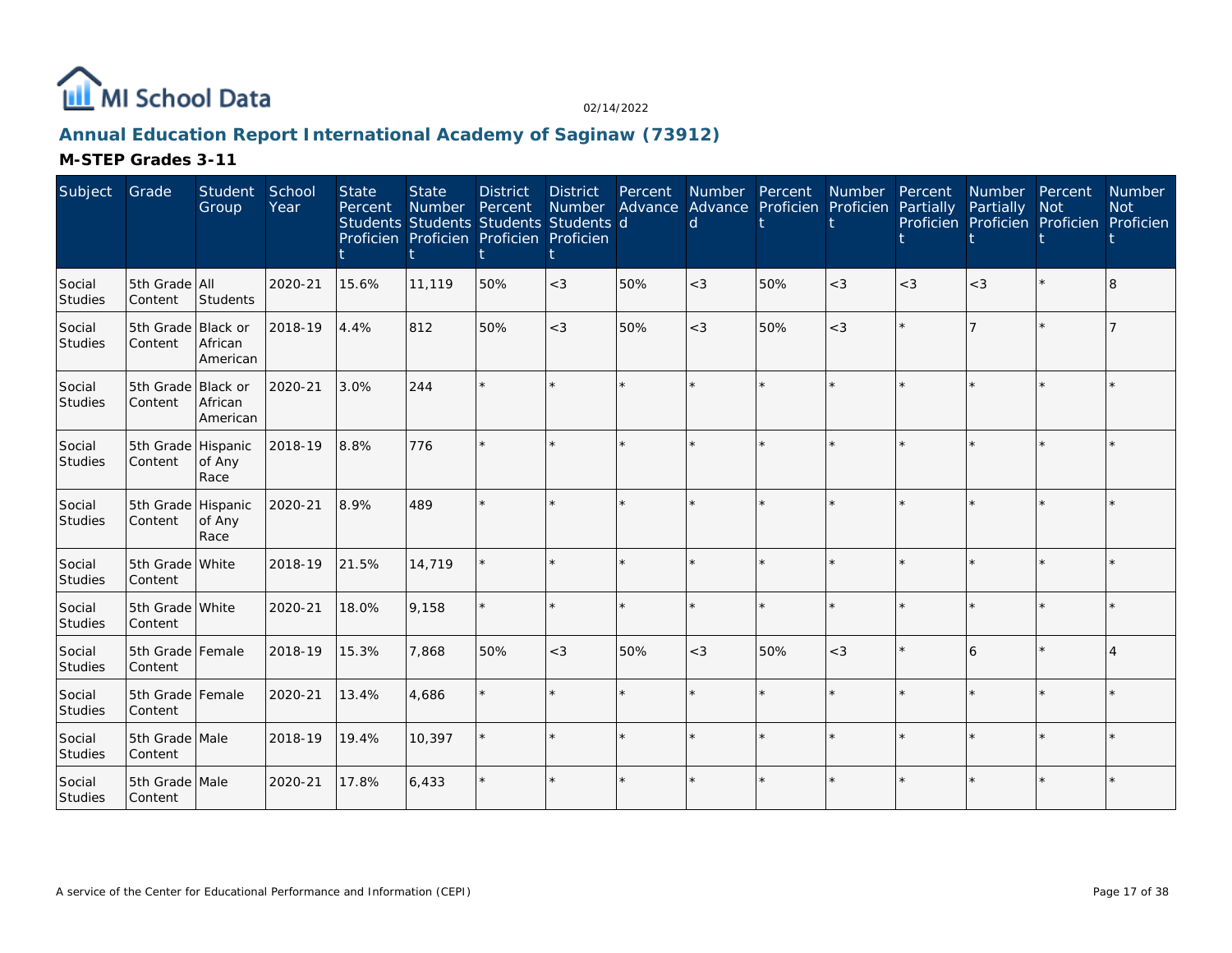# Annual Education Report International Academy of Saginaw (73912)

02/14/2022

## M-STEP Grades 3-11

| Subject | Grade | Student Group | School Year | State Percent Students Proficient | State Number Students Proficient | District Percent Students Proficient | District Number Students Proficient | Percent Advanced | Number Advanced | Percent Proficient | Number Proficient | Percent Partially Proficient | Number Partially Proficient | Percent Not Proficient | Number Not Proficient |
|---|---|---|---|---|---|---|---|---|---|---|---|---|---|---|---|
| Social Studies | 5th Grade Content | All Students | 2020-21 | 15.6% | 11,119 | 50% | <3 | 50% | <3 | 50% | <3 | <3 | <3 | * | 8 |
| Social Studies | 5th Grade Content | Black or African American | 2018-19 | 4.4% | 812 | 50% | <3 | 50% | <3 | 50% | <3 | * | 7 | * | 7 |
| Social Studies | 5th Grade Content | Black or African American | 2020-21 | 3.0% | 244 | * | * | * | * | * | * | * | * | * | * |
| Social Studies | 5th Grade Content | Hispanic of Any Race | 2018-19 | 8.8% | 776 | * | * | * | * | * | * | * | * | * | * |
| Social Studies | 5th Grade Content | Hispanic of Any Race | 2020-21 | 8.9% | 489 | * | * | * | * | * | * | * | * | * | * |
| Social Studies | 5th Grade Content | White | 2018-19 | 21.5% | 14,719 | * | * | * | * | * | * | * | * | * | * |
| Social Studies | 5th Grade Content | White | 2020-21 | 18.0% | 9,158 | * | * | * | * | * | * | * | * | * | * |
| Social Studies | 5th Grade Content | Female | 2018-19 | 15.3% | 7,868 | 50% | <3 | 50% | <3 | 50% | <3 | * | 6 | * | 4 |
| Social Studies | 5th Grade Content | Female | 2020-21 | 13.4% | 4,686 | * | * | * | * | * | * | * | * | * | * |
| Social Studies | 5th Grade Content | Male | 2018-19 | 19.4% | 10,397 | * | * | * | * | * | * | * | * | * | * |
| Social Studies | 5th Grade Content | Male | 2020-21 | 17.8% | 6,433 | * | * | * | * | * | * | * | * | * | * |

A service of the Center for Educational Performance and Information (CEPI)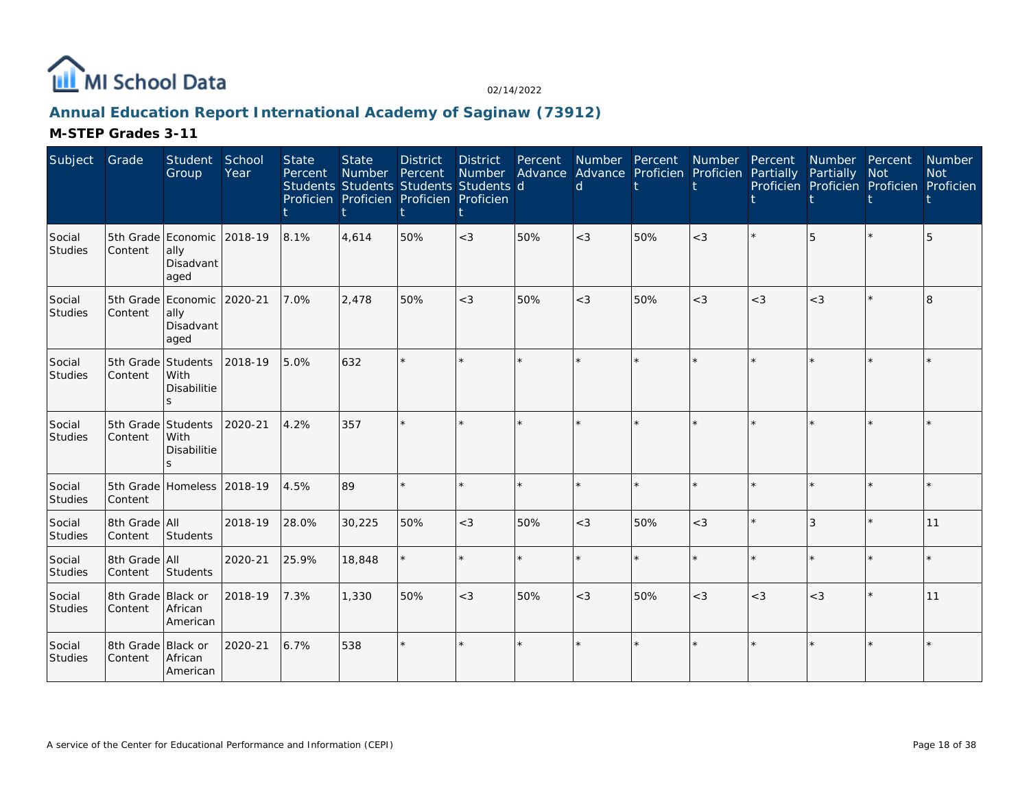# MI School Data

02/14/2022

## Annual Education Report International Academy of Saginaw (73912)

### M-STEP Grades 3-11

| Subject | Grade | Student Group | School Year | State Percent Students Proficient | State Number Students Proficient | District Percent Students Proficient | District Number Students Proficient | Percent Advanced | Number Advanced | Percent Proficient | Number Proficient | Percent Partially Proficient | Number Partially Proficient | Percent Not Proficient | Number Not Proficient |
|---|---|---|---|---|---|---|---|---|---|---|---|---|---|---|---|
| Social Studies | 5th Grade Content | Economically Disadvantaged | 2018-19 | 8.1% | 4,614 | 50% | <3 | 50% | <3 | 50% | <3 | * | 5 | * | 5 |
| Social Studies | 5th Grade Content | Economically Disadvantaged | 2020-21 | 7.0% | 2,478 | 50% | <3 | 50% | <3 | 50% | <3 | <3 | <3 | * | 8 |
| Social Studies | 5th Grade Content | Students With Disabilities | 2018-19 | 5.0% | 632 | * | * | * | * | * | * | * | * | * | * |
| Social Studies | 5th Grade Content | Students With Disabilities | 2020-21 | 4.2% | 357 | * | * | * | * | * | * | * | * | * | * |
| Social Studies | 5th Grade Content | Homeless | 2018-19 | 4.5% | 89 | * | * | * | * | * | * | * | * | * | * |
| Social Studies | 8th Grade Content | All Students | 2018-19 | 28.0% | 30,225 | 50% | <3 | 50% | <3 | 50% | <3 | * | 3 | * | 11 |
| Social Studies | 8th Grade Content | All Students | 2020-21 | 25.9% | 18,848 | * | * | * | * | * | * | * | * | * | * |
| Social Studies | 8th Grade Content | Black or African American | 2018-19 | 7.3% | 1,330 | 50% | <3 | 50% | <3 | 50% | <3 | <3 | <3 | * | 11 |
| Social Studies | 8th Grade Content | Black or African American | 2020-21 | 6.7% | 538 | * | * | * | * | * | * | * | * | * | * |

A service of the Center for Educational Performance and Information (CEPI)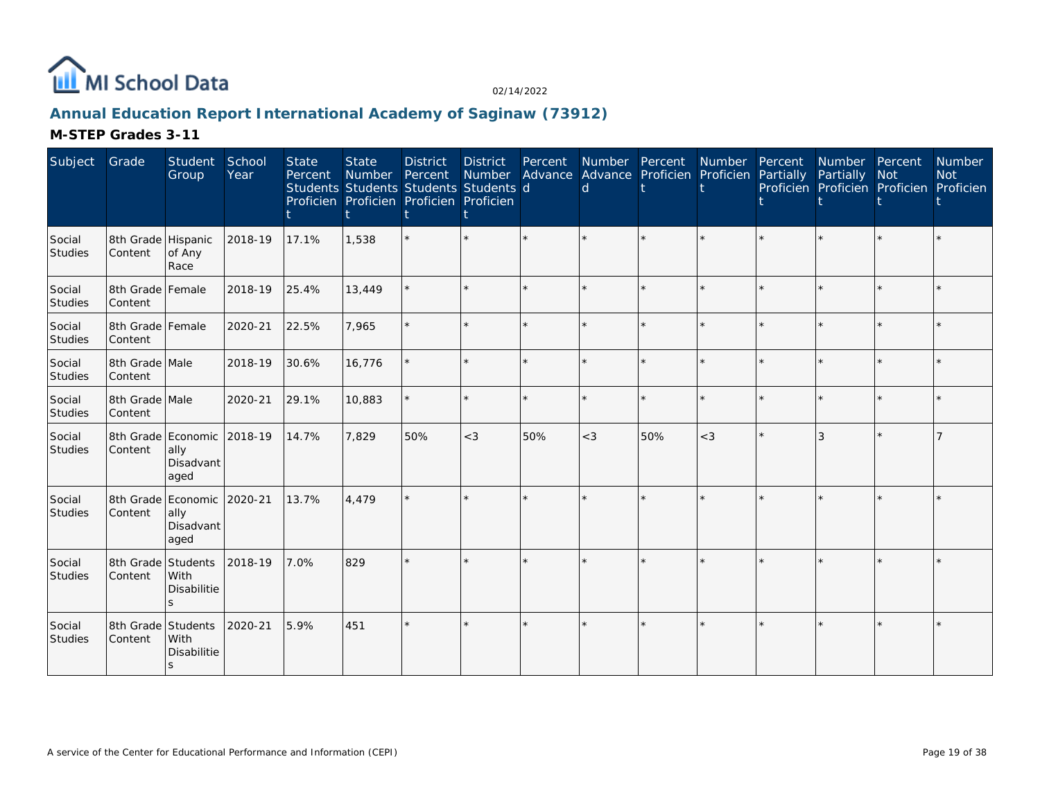# Annual Education Report International Academy of Saginaw (73912)

## M-STEP Grades 3-11

| Subject | Grade | Student Group | School Year | State Percent Students Proficient | State Number Students Proficient | District Percent Students Proficient | District Number Students Proficient | Percent Advanced | Number Advanced | Percent Proficient | Number Proficient | Percent Partially Proficient | Number Partially Proficient | Percent Not Proficient | Number Not Proficient |
|---|---|---|---|---|---|---|---|---|---|---|---|---|---|---|---|
| Social Studies | 8th Grade Content | Hispanic of Any Race | 2018-19 | 17.1% | 1,538 | * | * | * | * | * | * | * | * | * | * |
| Social Studies | 8th Grade Content | Female | 2018-19 | 25.4% | 13,449 | * | * | * | * | * | * | * | * | * | * |
| Social Studies | 8th Grade Content | Female | 2020-21 | 22.5% | 7,965 | * | * | * | * | * | * | * | * | * | * |
| Social Studies | 8th Grade Content | Male | 2018-19 | 30.6% | 16,776 | * | * | * | * | * | * | * | * | * | * |
| Social Studies | 8th Grade Content | Male | 2020-21 | 29.1% | 10,883 | * | * | * | * | * | * | * | * | * | * |
| Social Studies | 8th Grade Content | Economically Disadvantaged | 2018-19 | 14.7% | 7,829 | 50% | <3 | 50% | <3 | 50% | <3 | * | 3 | * | 7 |
| Social Studies | 8th Grade Content | Economically Disadvantaged | 2020-21 | 13.7% | 4,479 | * | * | * | * | * | * | * | * | * | * |
| Social Studies | 8th Grade Content | Students With Disabilities | 2018-19 | 7.0% | 829 | * | * | * | * | * | * | * | * | * | * |
| Social Studies | 8th Grade Content | Students With Disabilities | 2020-21 | 5.9% | 451 | * | * | * | * | * | * | * | * | * | * |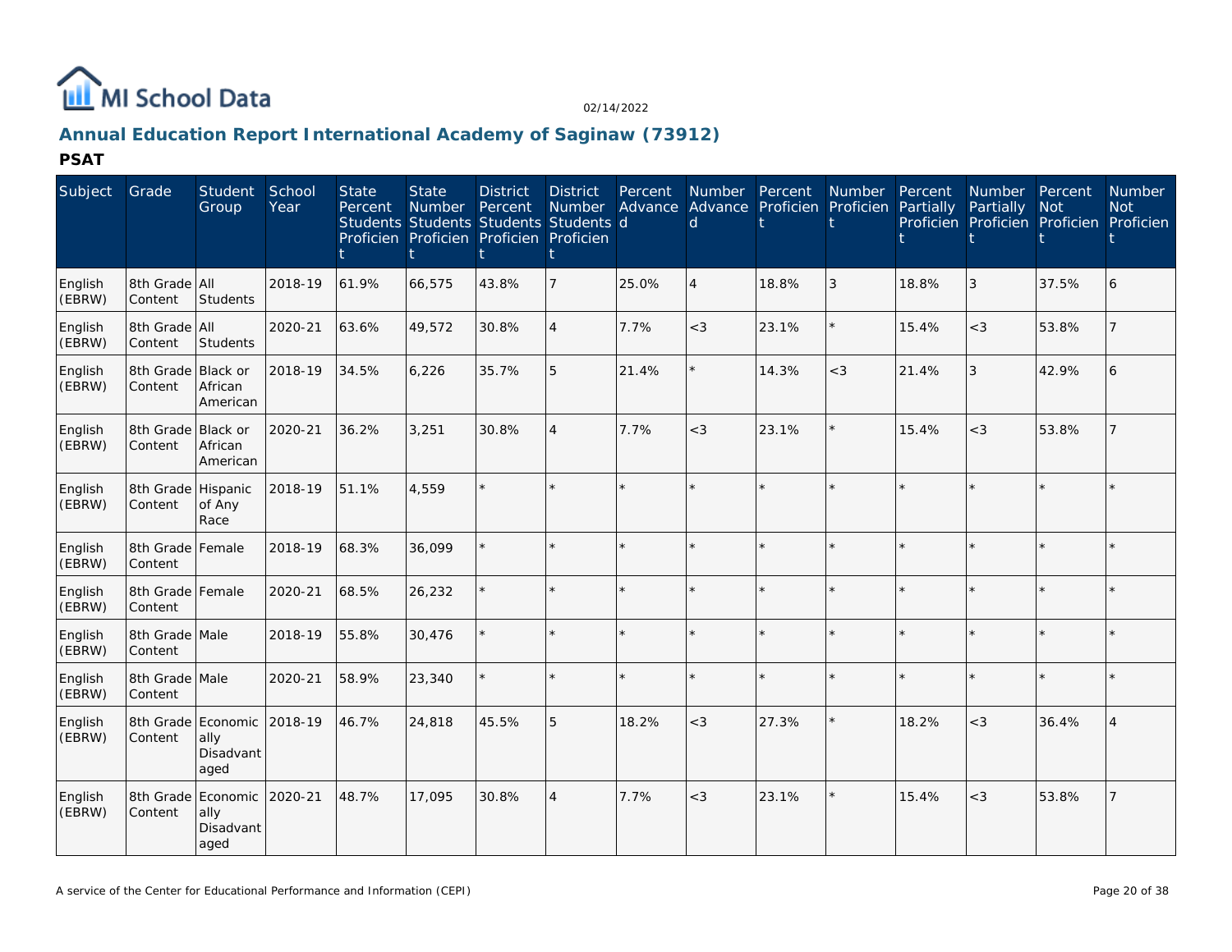MI School Data

02/14/2022

## Annual Education Report International Academy of Saginaw (73912)

### PSAT

| Subject | Grade | Student Group | School Year | State Percent Students Proficient | State Number Students Proficient | District Percent Students Proficient | District Number Students Proficient | Percent Advanced | Number Advanced | Percent Proficient | Number Proficient | Percent Partially Proficient | Number Partially Proficient | Percent Not Proficient | Number Not Proficient |
|---|---|---|---|---|---|---|---|---|---|---|---|---|---|---|---|
| English (EBRW) | 8th Grade Content | All Students | 2018-19 | 61.9% | 66,575 | 43.8% | 7 | 25.0% | 4 | 18.8% | 3 | 18.8% | 3 | 37.5% | 6 |
| English (EBRW) | 8th Grade Content | All Students | 2020-21 | 63.6% | 49,572 | 30.8% | 4 | 7.7% | <3 | 23.1% | * | 15.4% | <3 | 53.8% | 7 |
| English (EBRW) | 8th Grade Content | Black or African American | 2018-19 | 34.5% | 6,226 | 35.7% | 5 | 21.4% | * | 14.3% | <3 | 21.4% | 3 | 42.9% | 6 |
| English (EBRW) | 8th Grade Content | Black or African American | 2020-21 | 36.2% | 3,251 | 30.8% | 4 | 7.7% | <3 | 23.1% | * | 15.4% | <3 | 53.8% | 7 |
| English (EBRW) | 8th Grade Content | Hispanic of Any Race | 2018-19 | 51.1% | 4,559 | * | * | * | * | * | * | * | * | * | * |
| English (EBRW) | 8th Grade Content | Female | 2018-19 | 68.3% | 36,099 | * | * | * | * | * | * | * | * | * | * |
| English (EBRW) | 8th Grade Content | Female | 2020-21 | 68.5% | 26,232 | * | * | * | * | * | * | * | * | * | * |
| English (EBRW) | 8th Grade Content | Male | 2018-19 | 55.8% | 30,476 | * | * | * | * | * | * | * | * | * | * |
| English (EBRW) | 8th Grade Content | Male | 2020-21 | 58.9% | 23,340 | * | * | * | * | * | * | * | * | * | * |
| English (EBRW) | 8th Grade Content | Economically Disadvantaged | 2018-19 | 46.7% | 24,818 | 45.5% | 5 | 18.2% | <3 | 27.3% | * | 18.2% | <3 | 36.4% | 4 |
| English (EBRW) | 8th Grade Content | Economically Disadvantaged | 2020-21 | 48.7% | 17,095 | 30.8% | 4 | 7.7% | <3 | 23.1% | * | 15.4% | <3 | 53.8% | 7 |

A service of the Center for Educational Performance and Information (CEPI)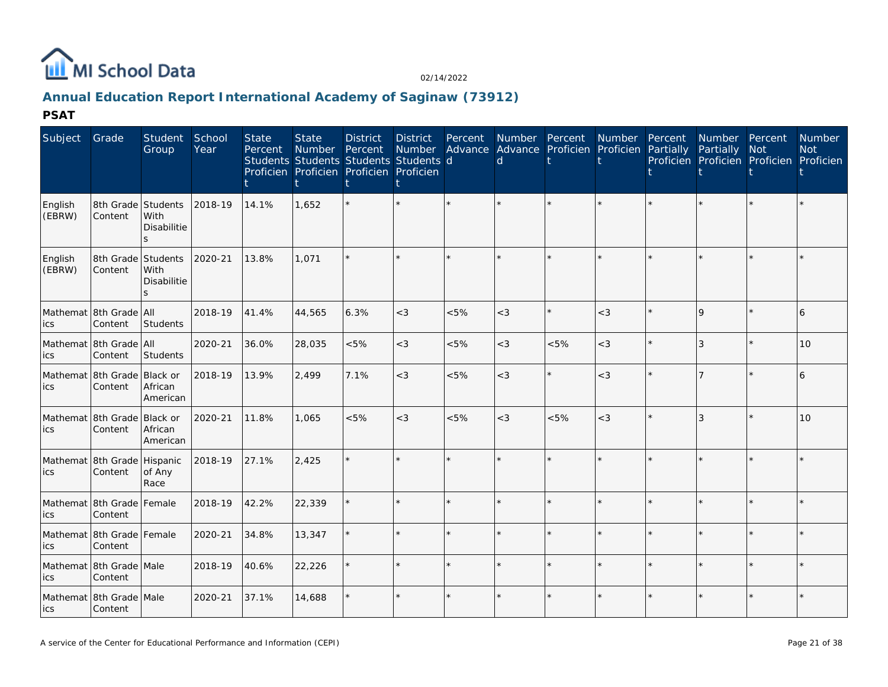MI School Data

02/14/2022

## Annual Education Report International Academy of Saginaw (73912)

### PSAT

| Subject | Grade | Student Group | School Year | State Percent Students Proficient | State Number Students Proficient | District Percent Students Proficient | District Number Students Proficient | Percent Advanced | Number Advanced | Percent Proficient | Number Proficient | Percent Partially Proficient | Number Partially Proficient | Percent Not Proficient | Number Not Proficient |
|---|---|---|---|---|---|---|---|---|---|---|---|---|---|---|---|
| English (EBRW) | 8th Grade Content | Students With Disabilities | 2018-19 | 14.1% | 1,652 | * | * | * | * | * | * | * | * | * | * |
| English (EBRW) | 8th Grade Content | Students With Disabilities | 2020-21 | 13.8% | 1,071 | * | * | * | * | * | * | * | * | * | * |
| Mathematics | 8th Grade Content | All Students | 2018-19 | 41.4% | 44,565 | 6.3% | <3 | <5% | <3 | * | <3 | * | 9 | * | 6 |
| Mathematics | 8th Grade Content | All Students | 2020-21 | 36.0% | 28,035 | <5% | <3 | <5% | <3 | <5% | <3 | * | 3 | * | 10 |
| Mathematics | 8th Grade Content | Black or African American | 2018-19 | 13.9% | 2,499 | 7.1% | <3 | <5% | <3 | * | <3 | * | 7 | * | 6 |
| Mathematics | 8th Grade Content | Black or African American | 2020-21 | 11.8% | 1,065 | <5% | <3 | <5% | <3 | <5% | <3 | * | 3 | * | 10 |
| Mathematics | 8th Grade Content | Hispanic of Any Race | 2018-19 | 27.1% | 2,425 | * | * | * | * | * | * | * | * | * | * |
| Mathematics | 8th Grade Content | Female | 2018-19 | 42.2% | 22,339 | * | * | * | * | * | * | * | * | * | * |
| Mathematics | 8th Grade Content | Female | 2020-21 | 34.8% | 13,347 | * | * | * | * | * | * | * | * | * | * |
| Mathematics | 8th Grade Content | Male | 2018-19 | 40.6% | 22,226 | * | * | * | * | * | * | * | * | * | * |
| Mathematics | 8th Grade Content | Male | 2020-21 | 37.1% | 14,688 | * | * | * | * | * | * | * | * | * | * |

A service of the Center for Educational Performance and Information (CEPI)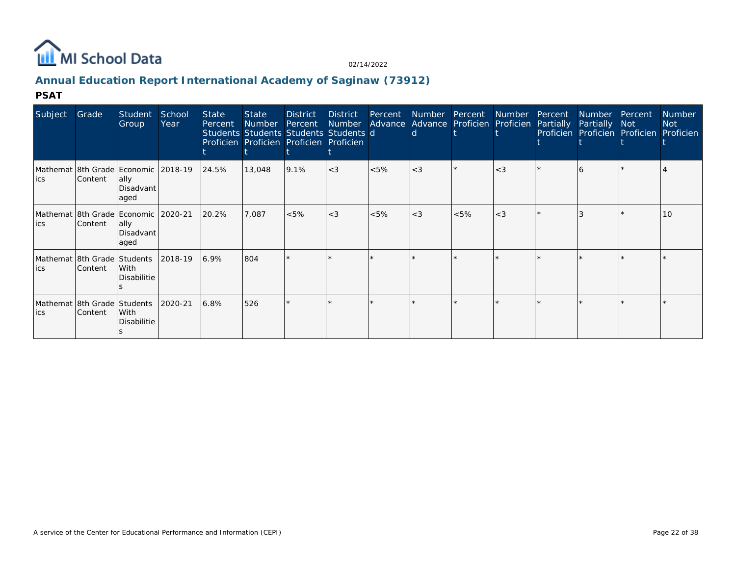MI School Data

02/14/2022

## Annual Education Report International Academy of Saginaw (73912)

### PSAT

| Subject | Grade | Student Group | School Year | State Percent Students Proficient | State Number Students Proficient | District Percent Students Proficient | District Number Students Proficient | Percent Advanced | Number Advanced | Percent Proficient | Number Proficient | Percent Partially Proficient | Number Partially Proficient | Percent Not Proficient | Number Not Proficient |
|---|---|---|---|---|---|---|---|---|---|---|---|---|---|---|---|
| Mathematics | 8th Grade Content | Economically Disadvantaged | 2018-19 | 24.5% | 13,048 | 9.1% | <3 | <5% | <3 | * | <3 | * | 6 | * | 4 |
| Mathematics | 8th Grade Content | Economically Disadvantaged | 2020-21 | 20.2% | 7,087 | <5% | <3 | <5% | <3 | <5% | <3 | * | 3 | * | 10 |
| Mathematics | 8th Grade Content | Students With Disabilities | 2018-19 | 6.9% | 804 | * | * | * | * | * | * | * | * | * | * |
| Mathematics | 8th Grade Content | Students With Disabilities | 2020-21 | 6.8% | 526 | * | * | * | * | * | * | * | * | * | * |

A service of the Center for Educational Performance and Information (CEPI)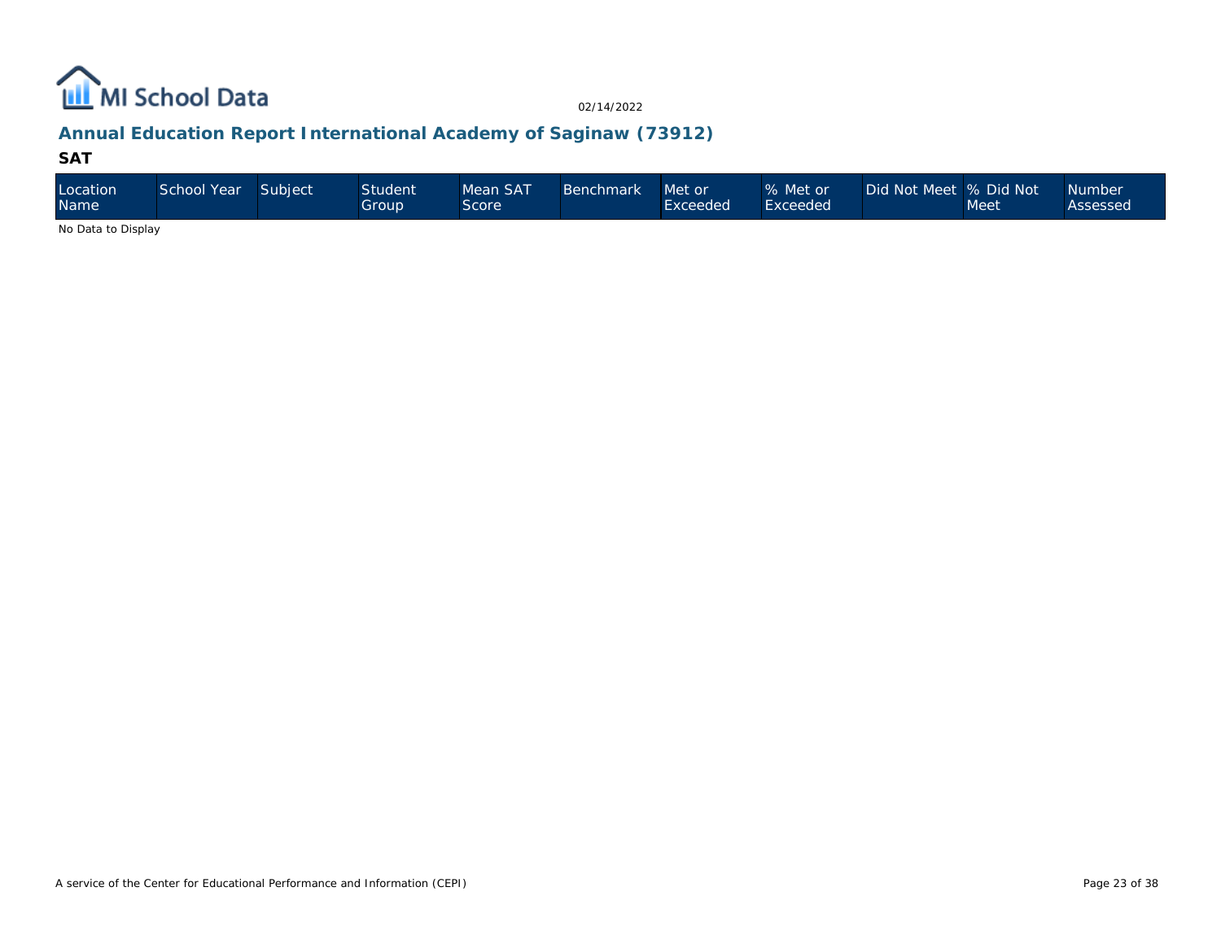## Annual Education Report International Academy of Saginaw (73912)

### SAT

| Location Name | School Year | Subject | Student Group | Mean SAT Score | Benchmark | Met or Exceeded | % Met or Exceeded | Did Not Meet | % Did Not Meet | Number Assessed |
|---|---|---|---|---|---|---|---|---|---|---|

No Data to Display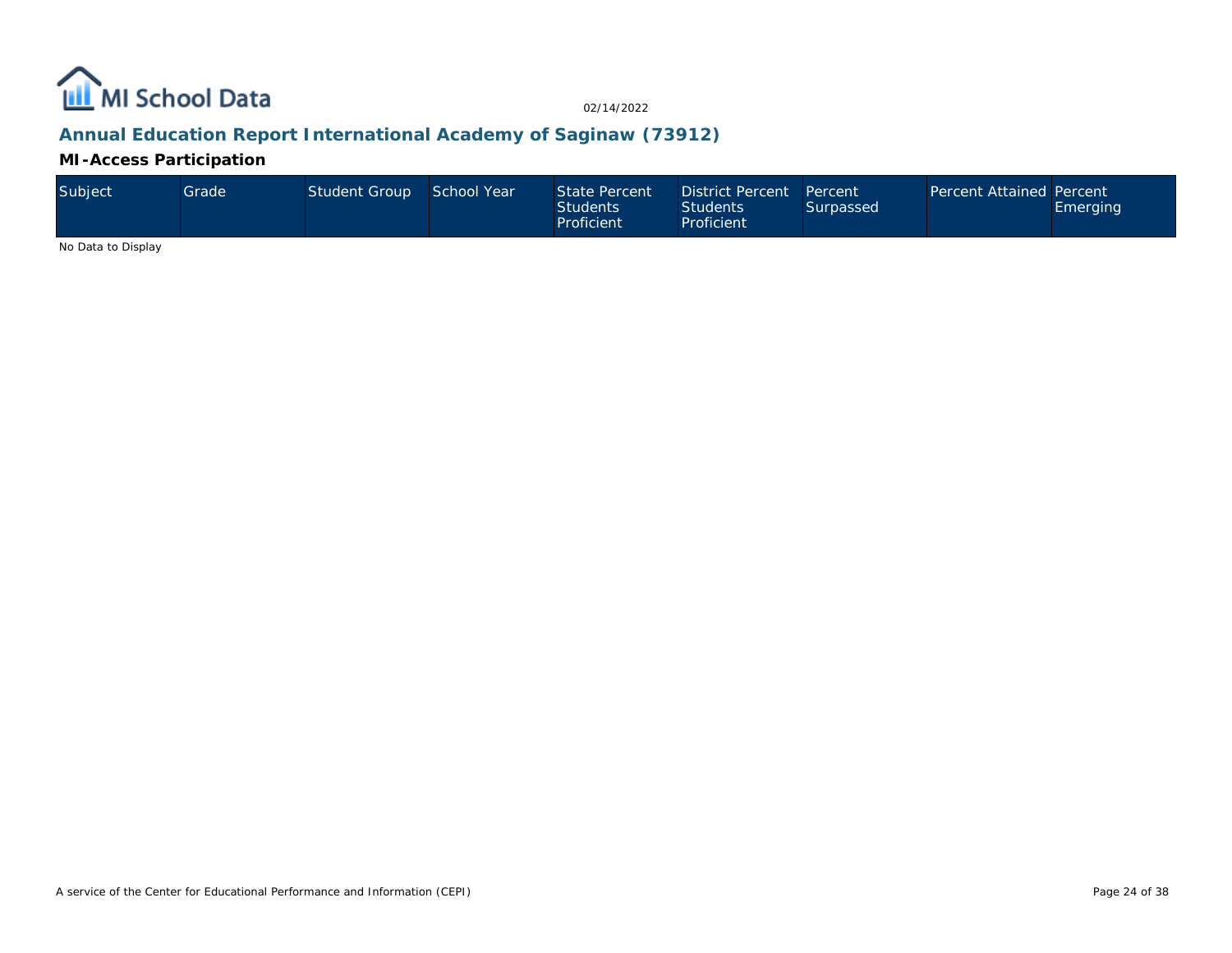## Annual Education Report International Academy of Saginaw (73912)

### MI-Access Participation

| Subject | Grade | Student Group | School Year | State Percent Students Proficient | District Percent Students Proficient | Percent Surpassed | Percent Attained | Percent Emerging |
|---|---|---|---|---|---|---|---|---|

No Data to Display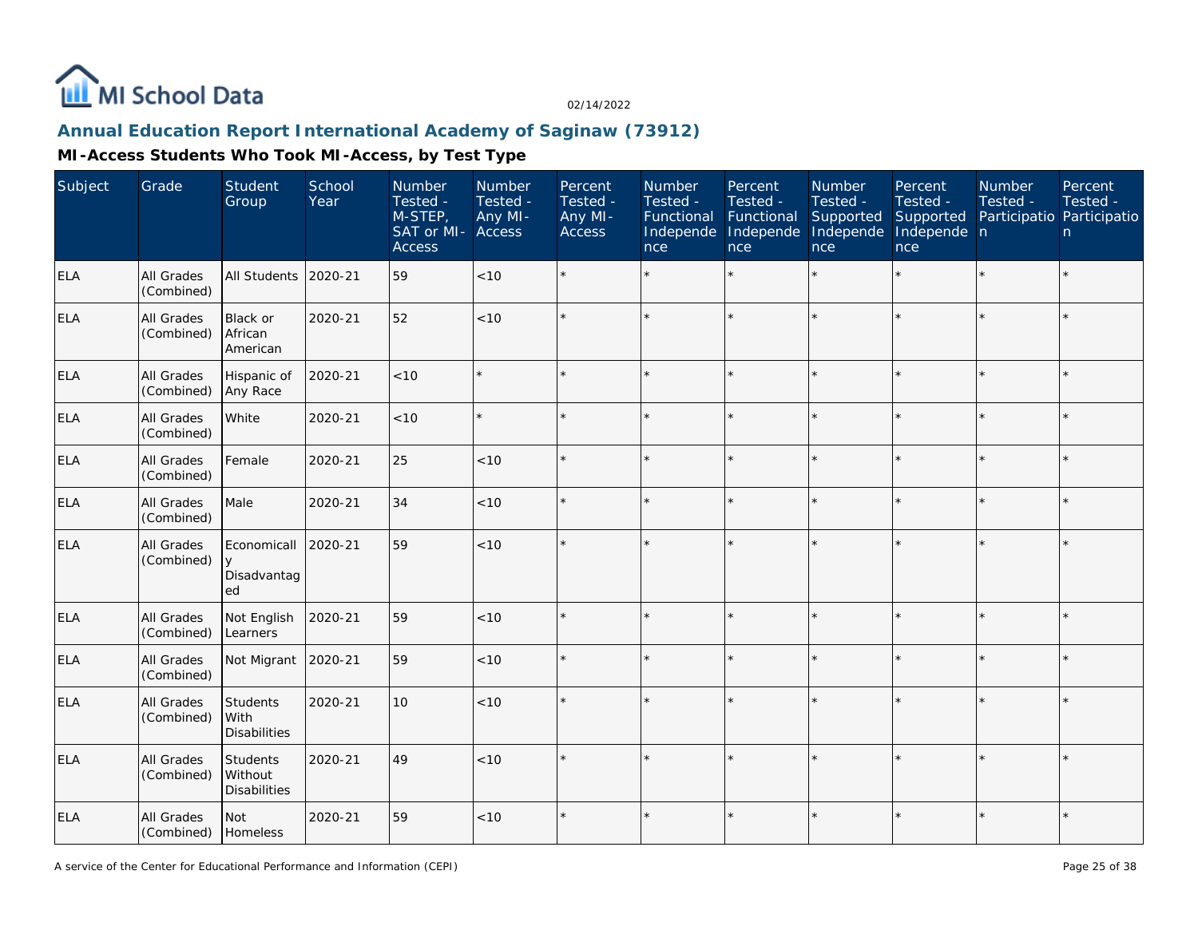## Annual Education Report International Academy of Saginaw (73912)

### MI-Access Students Who Took MI-Access, by Test Type

| Subject | Grade | Student Group | School Year | Number Tested - M-STEP, SAT or MI-Access | Number Tested - Any MI-Access | Percent Tested - Any MI-Access | Number Tested - Functional Independence | Percent Tested - Functional Independence | Number Tested - Supported Independence | Percent Tested - Supported Independence | Number Tested - Participation | Percent Tested - Participation |
|---|---|---|---|---|---|---|---|---|---|---|---|---|
| ELA | All Grades (Combined) | All Students | 2020-21 | 59 | <10 | * | * | * | * | * | * | * |
| ELA | All Grades (Combined) | Black or African American | 2020-21 | 52 | <10 | * | * | * | * | * | * | * |
| ELA | All Grades (Combined) | Hispanic of Any Race | 2020-21 | <10 | * | * | * | * | * | * | * | * |
| ELA | All Grades (Combined) | White | 2020-21 | <10 | * | * | * | * | * | * | * | * |
| ELA | All Grades (Combined) | Female | 2020-21 | 25 | <10 | * | * | * | * | * | * | * |
| ELA | All Grades (Combined) | Male | 2020-21 | 34 | <10 | * | * | * | * | * | * | * |
| ELA | All Grades (Combined) | Economically Disadvantaged | 2020-21 | 59 | <10 | * | * | * | * | * | * | * |
| ELA | All Grades (Combined) | Not English Learners | 2020-21 | 59 | <10 | * | * | * | * | * | * | * |
| ELA | All Grades (Combined) | Not Migrant | 2020-21 | 59 | <10 | * | * | * | * | * | * | * |
| ELA | All Grades (Combined) | Students With Disabilities | 2020-21 | 10 | <10 | * | * | * | * | * | * | * |
| ELA | All Grades (Combined) | Students Without Disabilities | 2020-21 | 49 | <10 | * | * | * | * | * | * | * |
| ELA | All Grades (Combined) | Not Homeless | 2020-21 | 59 | <10 | * | * | * | * | * | * | * |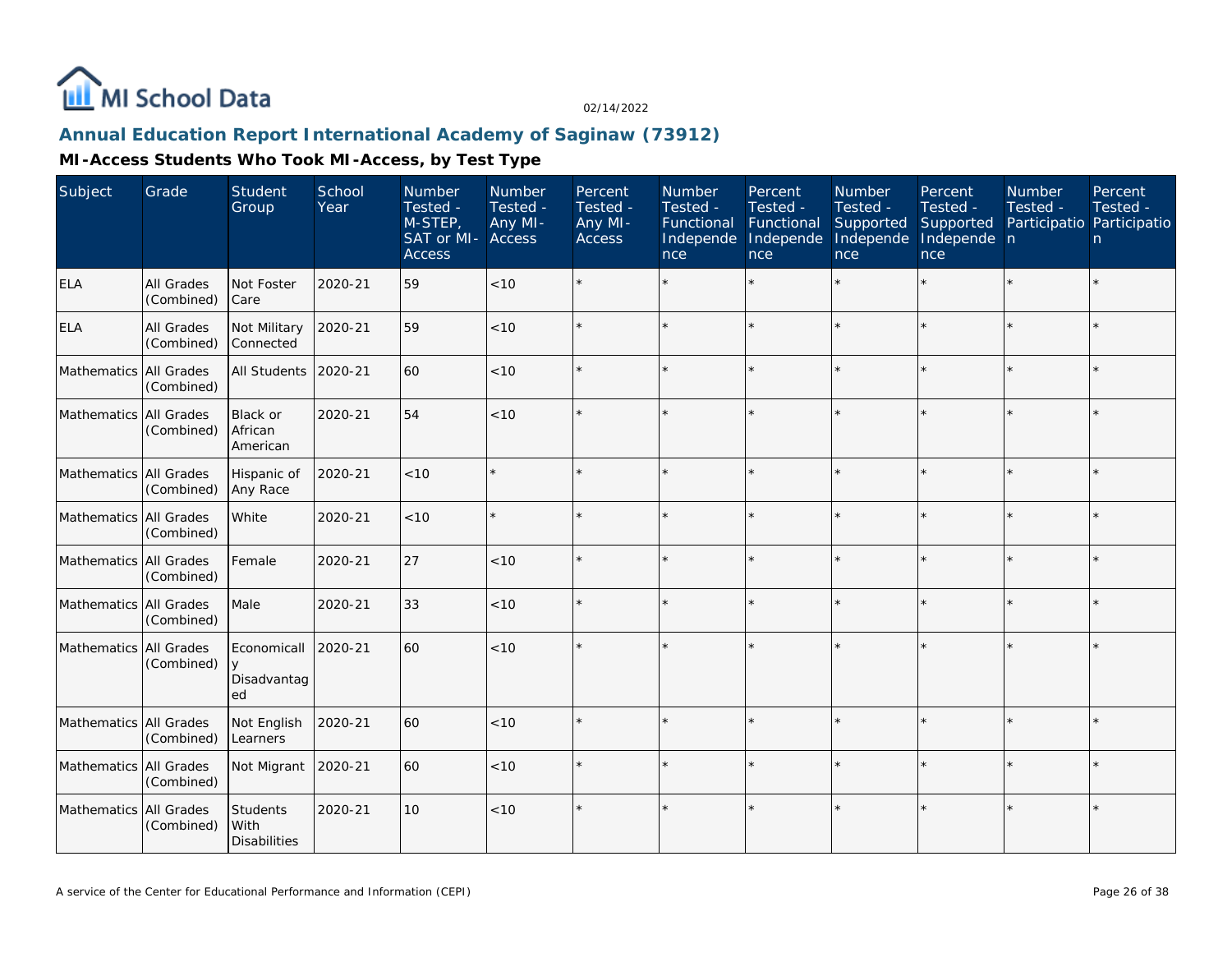MI School Data

02/14/2022

## Annual Education Report International Academy of Saginaw (73912)

### MI-Access Students Who Took MI-Access, by Test Type

| Subject | Grade | Student Group | School Year | Number Tested - M-STEP, SAT or MI-Access | Number Tested - Any MI-Access | Percent Tested - Any MI-Access | Number Tested - Functional Independence | Percent Tested - Functional Independence | Number Tested - Supported Independence | Percent Tested - Supported Independence | Number Tested - Participation | Percent Tested - Participation |
|---|---|---|---|---|---|---|---|---|---|---|---|---|
| ELA | All Grades (Combined) | Not Foster Care | 2020-21 | 59 | <10 | * | * | * | * | * | * | * |
| ELA | All Grades (Combined) | Not Military Connected | 2020-21 | 59 | <10 | * | * | * | * | * | * | * |
| Mathematics | All Grades (Combined) | All Students | 2020-21 | 60 | <10 | * | * | * | * | * | * | * |
| Mathematics | All Grades (Combined) | Black or African American | 2020-21 | 54 | <10 | * | * | * | * | * | * | * |
| Mathematics | All Grades (Combined) | Hispanic of Any Race | 2020-21 | <10 | * | * | * | * | * | * | * | * |
| Mathematics | All Grades (Combined) | White | 2020-21 | <10 | * | * | * | * | * | * | * | * |
| Mathematics | All Grades (Combined) | Female | 2020-21 | 27 | <10 | * | * | * | * | * | * | * |
| Mathematics | All Grades (Combined) | Male | 2020-21 | 33 | <10 | * | * | * | * | * | * | * |
| Mathematics | All Grades (Combined) | Economically Disadvantaged | 2020-21 | 60 | <10 | * | * | * | * | * | * | * |
| Mathematics | All Grades (Combined) | Not English Learners | 2020-21 | 60 | <10 | * | * | * | * | * | * | * |
| Mathematics | All Grades (Combined) | Not Migrant | 2020-21 | 60 | <10 | * | * | * | * | * | * | * |
| Mathematics | All Grades (Combined) | Students With Disabilities | 2020-21 | 10 | <10 | * | * | * | * | * | * | * |

A service of the Center for Educational Performance and Information (CEPI)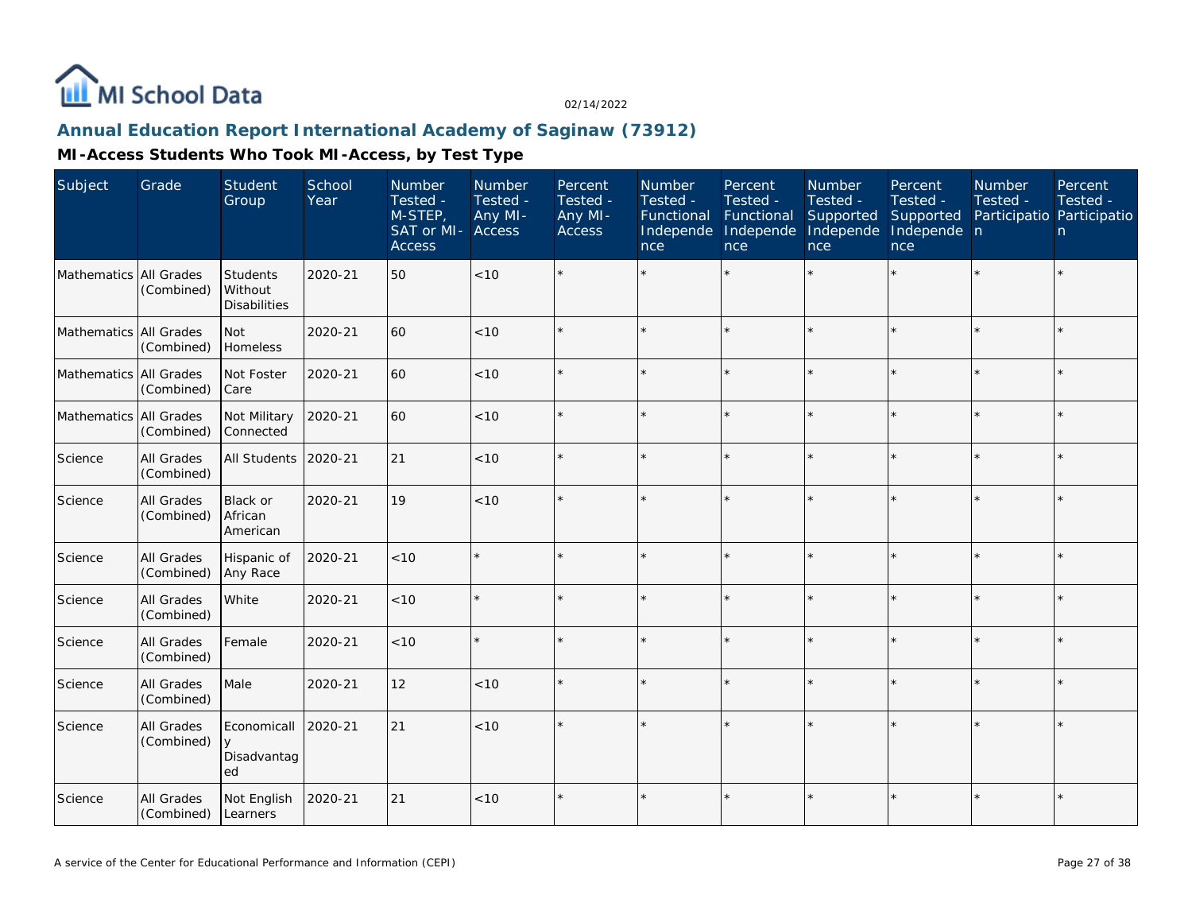## Annual Education Report International Academy of Saginaw (73912)

### MI-Access Students Who Took MI-Access, by Test Type

| Subject | Grade | Student Group | School Year | Number Tested - M-STEP, SAT or MI-Access | Number Tested - Any MI-Access | Percent Tested - Any MI-Access | Number Tested - Functional Independence | Percent Tested - Functional Independence | Number Tested - Supported Independence | Percent Tested - Supported Independence | Number Tested - Participation | Percent Tested - Participation |
|---|---|---|---|---|---|---|---|---|---|---|---|---|
| Mathematics | All Grades (Combined) | Students Without Disabilities | 2020-21 | 50 | <10 | * | * | * | * | * | * | * |
| Mathematics | All Grades (Combined) | Not Homeless | 2020-21 | 60 | <10 | * | * | * | * | * | * | * |
| Mathematics | All Grades (Combined) | Not Foster Care | 2020-21 | 60 | <10 | * | * | * | * | * | * | * |
| Mathematics | All Grades (Combined) | Not Military Connected | 2020-21 | 60 | <10 | * | * | * | * | * | * | * |
| Science | All Grades (Combined) | All Students | 2020-21 | 21 | <10 | * | * | * | * | * | * | * |
| Science | All Grades (Combined) | Black or African American | 2020-21 | 19 | <10 | * | * | * | * | * | * | * |
| Science | All Grades (Combined) | Hispanic of Any Race | 2020-21 | <10 | * | * | * | * | * | * | * | * |
| Science | All Grades (Combined) | White | 2020-21 | <10 | * | * | * | * | * | * | * | * |
| Science | All Grades (Combined) | Female | 2020-21 | <10 | * | * | * | * | * | * | * | * |
| Science | All Grades (Combined) | Male | 2020-21 | 12 | <10 | * | * | * | * | * | * | * |
| Science | All Grades (Combined) | Economically Disadvantaged | 2020-21 | 21 | <10 | * | * | * | * | * | * | * |
| Science | All Grades (Combined) | Not English Learners | 2020-21 | 21 | <10 | * | * | * | * | * | * | * |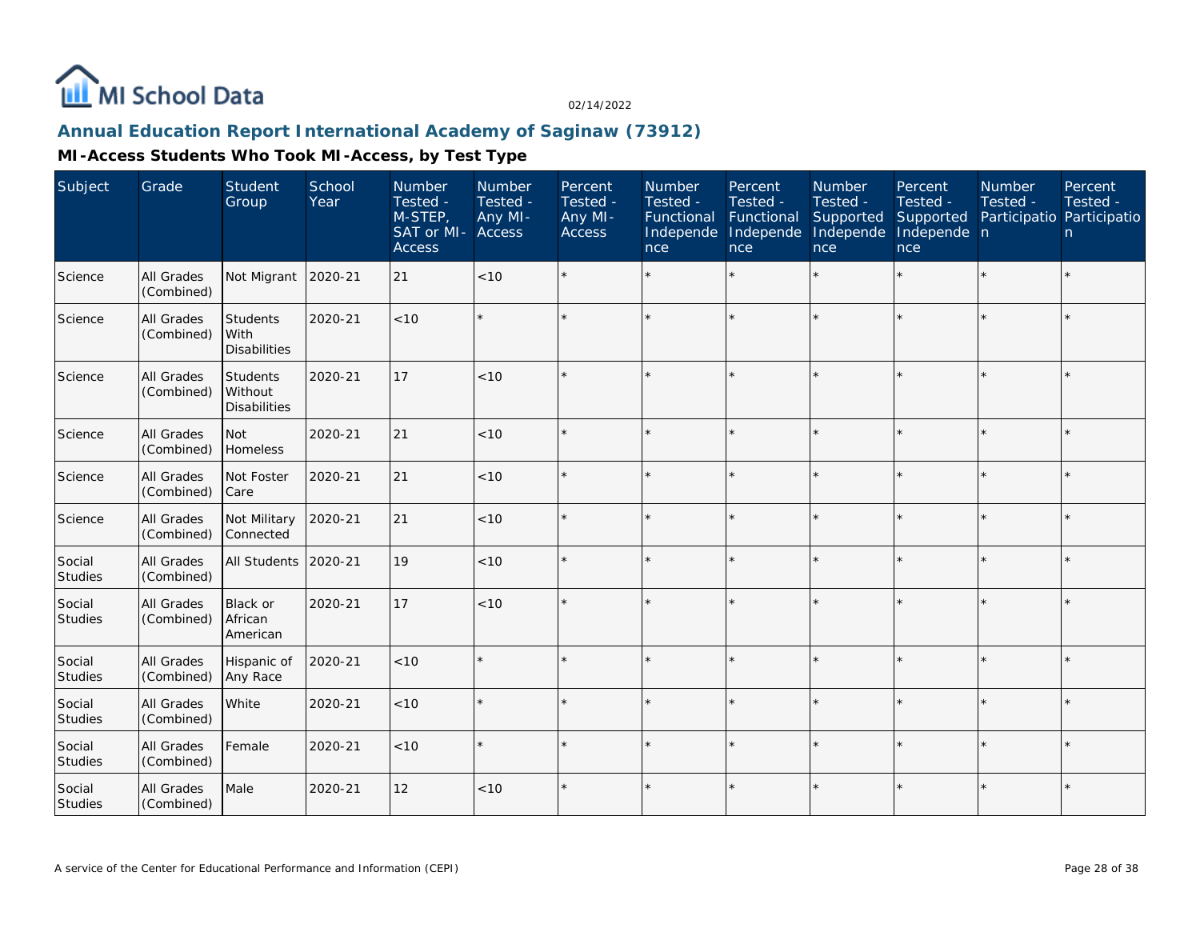MI School Data

02/14/2022

## Annual Education Report International Academy of Saginaw (73912)

### MI-Access Students Who Took MI-Access, by Test Type

| Subject | Grade | Student Group | School Year | Number Tested - M-STEP, SAT or MI-Access | Number Tested - Any MI-Access | Percent Tested - Any MI-Access | Number Tested - Functional Independence | Percent Tested - Functional Independence | Number Tested - Supported Independence | Percent Tested - Supported Independence | Number Tested - Participation | Percent Tested - Participation |
|---|---|---|---|---|---|---|---|---|---|---|---|---|
| Science | All Grades (Combined) | Not Migrant | 2020-21 | 21 | <10 | * | * | * | * | * | * | * |
| Science | All Grades (Combined) | Students With Disabilities | 2020-21 | <10 | * | * | * | * | * | * | * | * |
| Science | All Grades (Combined) | Students Without Disabilities | 2020-21 | 17 | <10 | * | * | * | * | * | * | * |
| Science | All Grades (Combined) | Not Homeless | 2020-21 | 21 | <10 | * | * | * | * | * | * | * |
| Science | All Grades (Combined) | Not Foster Care | 2020-21 | 21 | <10 | * | * | * | * | * | * | * |
| Science | All Grades (Combined) | Not Military Connected | 2020-21 | 21 | <10 | * | * | * | * | * | * | * |
| Social Studies | All Grades (Combined) | All Students | 2020-21 | 19 | <10 | * | * | * | * | * | * | * |
| Social Studies | All Grades (Combined) | Black or African American | 2020-21 | 17 | <10 | * | * | * | * | * | * | * |
| Social Studies | All Grades (Combined) | Hispanic of Any Race | 2020-21 | <10 | * | * | * | * | * | * | * | * |
| Social Studies | All Grades (Combined) | White | 2020-21 | <10 | * | * | * | * | * | * | * | * |
| Social Studies | All Grades (Combined) | Female | 2020-21 | <10 | * | * | * | * | * | * | * | * |
| Social Studies | All Grades (Combined) | Male | 2020-21 | 12 | <10 | * | * | * | * | * | * | * |

A service of the Center for Educational Performance and Information (CEPI)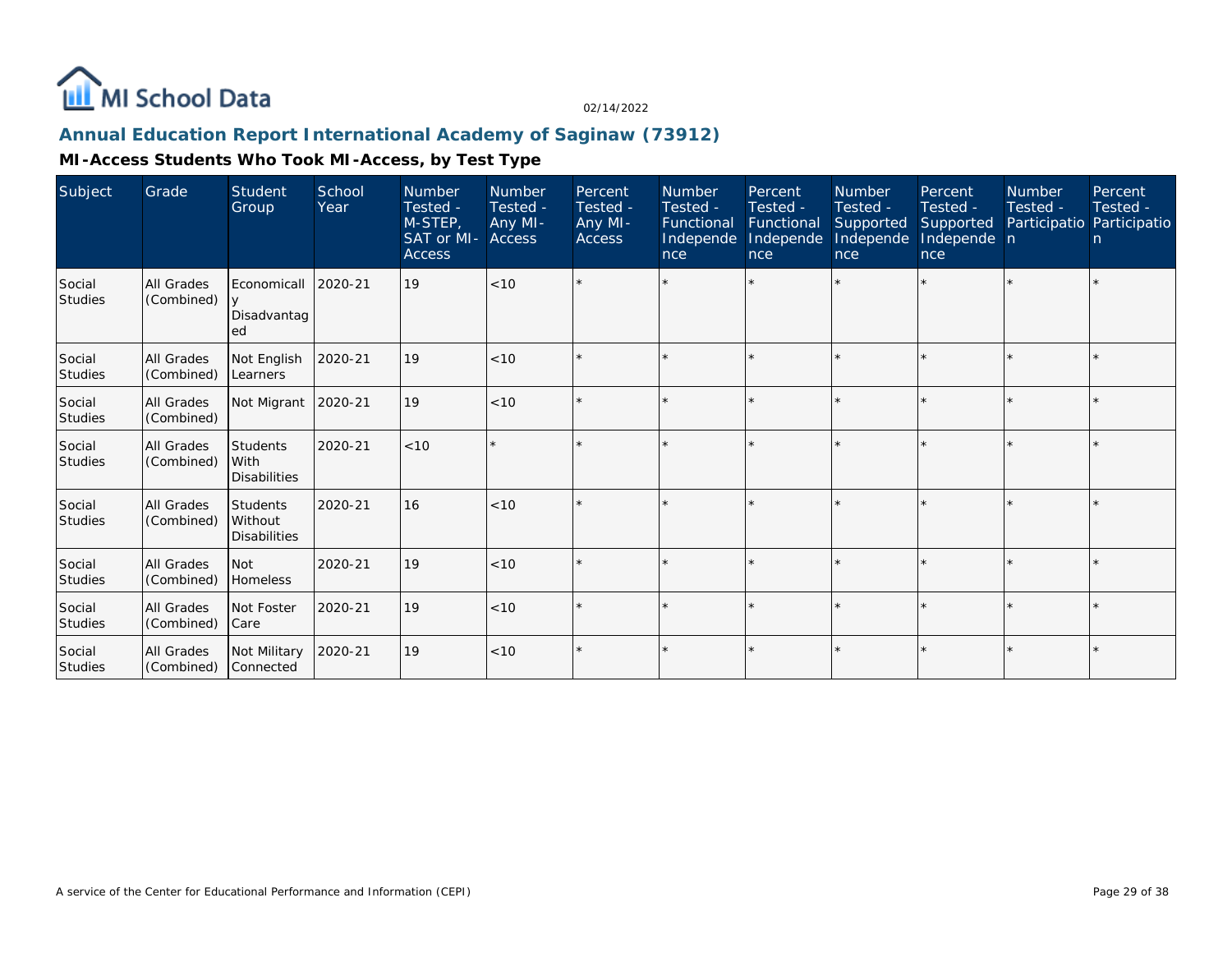## Annual Education Report International Academy of Saginaw (73912)

### MI-Access Students Who Took MI-Access, by Test Type

| Subject | Grade | Student Group | School Year | Number Tested - M-STEP, SAT or MI-Access | Number Tested - Any MI-Access | Percent Tested - Any MI-Access | Number Tested - Functional Independence | Percent Tested - Functional Independence | Number Tested - Supported Independence | Percent Tested - Supported Independence | Number Tested - Participation | Percent Tested - Participation |
|---|---|---|---|---|---|---|---|---|---|---|---|---|
| Social Studies | All Grades (Combined) | Economically Disadvantaged | 2020-21 | 19 | <10 | * | * | * | * | * | * | * |
| Social Studies | All Grades (Combined) | Not English Learners | 2020-21 | 19 | <10 | * | * | * | * | * | * | * |
| Social Studies | All Grades (Combined) | Not Migrant | 2020-21 | 19 | <10 | * | * | * | * | * | * | * |
| Social Studies | All Grades (Combined) | Students With Disabilities | 2020-21 | <10 | * | * | * | * | * | * | * | * |
| Social Studies | All Grades (Combined) | Students Without Disabilities | 2020-21 | 16 | <10 | * | * | * | * | * | * | * |
| Social Studies | All Grades (Combined) | Not Homeless | 2020-21 | 19 | <10 | * | * | * | * | * | * | * |
| Social Studies | All Grades (Combined) | Not Foster Care | 2020-21 | 19 | <10 | * | * | * | * | * | * | * |
| Social Studies | All Grades (Combined) | Not Military Connected | 2020-21 | 19 | <10 | * | * | * | * | * | * | * |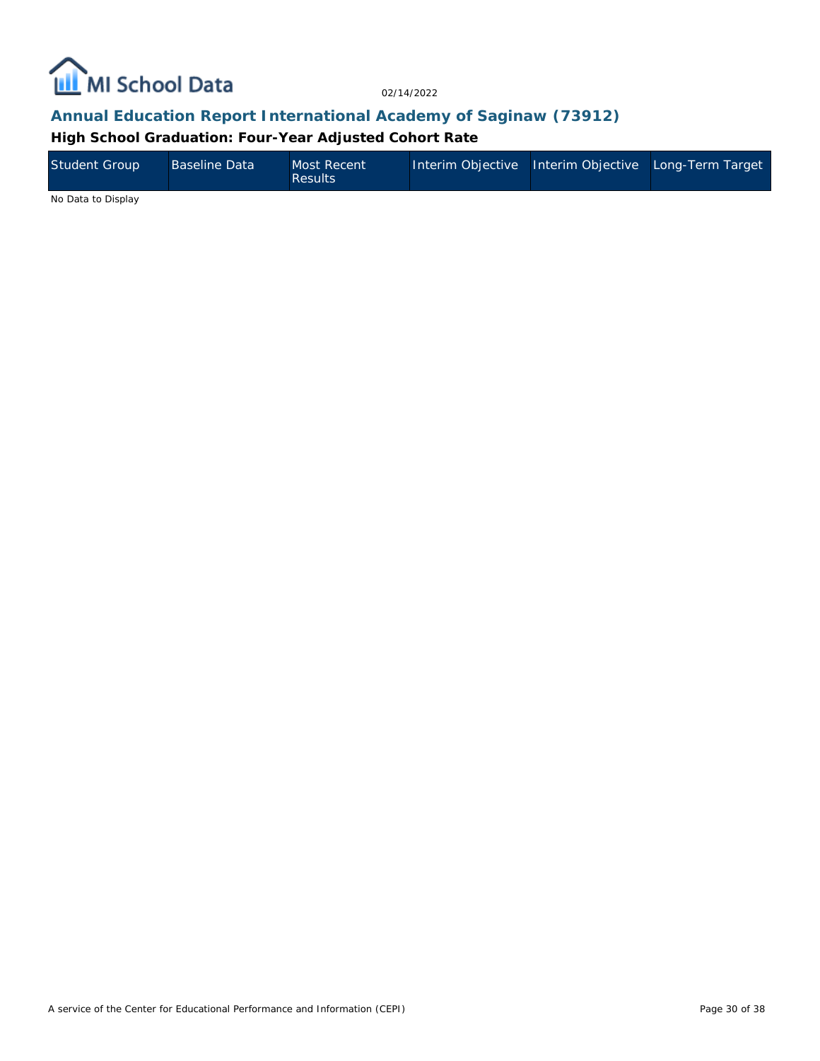## Annual Education Report International Academy of Saginaw (73912)

### High School Graduation: Four-Year Adjusted Cohort Rate

| Student Group | Baseline Data | Most Recent Results | Interim Objective | Interim Objective | Long-Term Target |
|---|---|---|---|---|---|

No Data to Display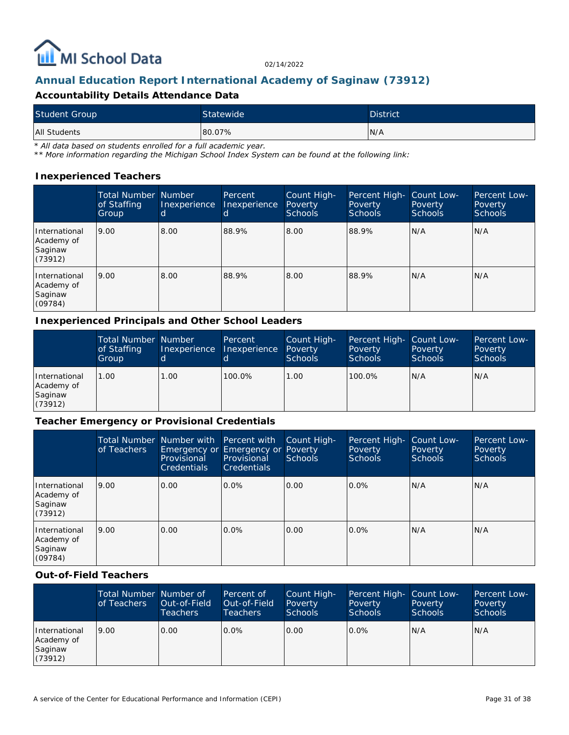# Annual Education Report International Academy of Saginaw (73912)

## Accountability Details Attendance Data

| Student Group | Statewide | District |
| --- | --- | --- |
| All Students | 80.07% | N/A |

*\* All data based on students enrolled for a full academic year.*
*\*\* More information regarding the Michigan School Index System can be found at the following link:*

### Inexperienced Teachers

| | Total Number of Staffing Group | Number Inexperienced | Percent Inexperienced | Count High-Poverty Schools | Percent High-Poverty Schools | Count Low-Poverty Schools | Percent Low-Poverty Schools |
| --- | --- | --- | --- | --- | --- | --- | --- |
| International Academy of Saginaw (73912) | 9.00 | 8.00 | 88.9% | 8.00 | 88.9% | N/A | N/A |
| International Academy of Saginaw (09784) | 9.00 | 8.00 | 88.9% | 8.00 | 88.9% | N/A | N/A |

### Inexperienced Principals and Other School Leaders

| | Total Number of Staffing Group | Number Inexperienced | Percent Inexperienced | Count High-Poverty Schools | Percent High-Poverty Schools | Count Low-Poverty Schools | Percent Low-Poverty Schools |
| --- | --- | --- | --- | --- | --- | --- | --- |
| International Academy of Saginaw (73912) | 1.00 | 1.00 | 100.0% | 1.00 | 100.0% | N/A | N/A |

### Teacher Emergency or Provisional Credentials

| | Total Number of Teachers | Number with Emergency or Provisional Credentials | Percent with Emergency or Provisional Credentials | Count High-Poverty Schools | Percent High-Poverty Schools | Count Low-Poverty Schools | Percent Low-Poverty Schools |
| --- | --- | --- | --- | --- | --- | --- | --- |
| International Academy of Saginaw (73912) | 9.00 | 0.00 | 0.0% | 0.00 | 0.0% | N/A | N/A |
| International Academy of Saginaw (09784) | 9.00 | 0.00 | 0.0% | 0.00 | 0.0% | N/A | N/A |

### Out-of-Field Teachers

| | Total Number of Teachers | Number of Out-of-Field Teachers | Percent of Out-of-Field Teachers | Count High-Poverty Schools | Percent High-Poverty Schools | Count Low-Poverty Schools | Percent Low-Poverty Schools |
| --- | --- | --- | --- | --- | --- | --- | --- |
| International Academy of Saginaw (73912) | 9.00 | 0.00 | 0.0% | 0.00 | 0.0% | N/A | N/A |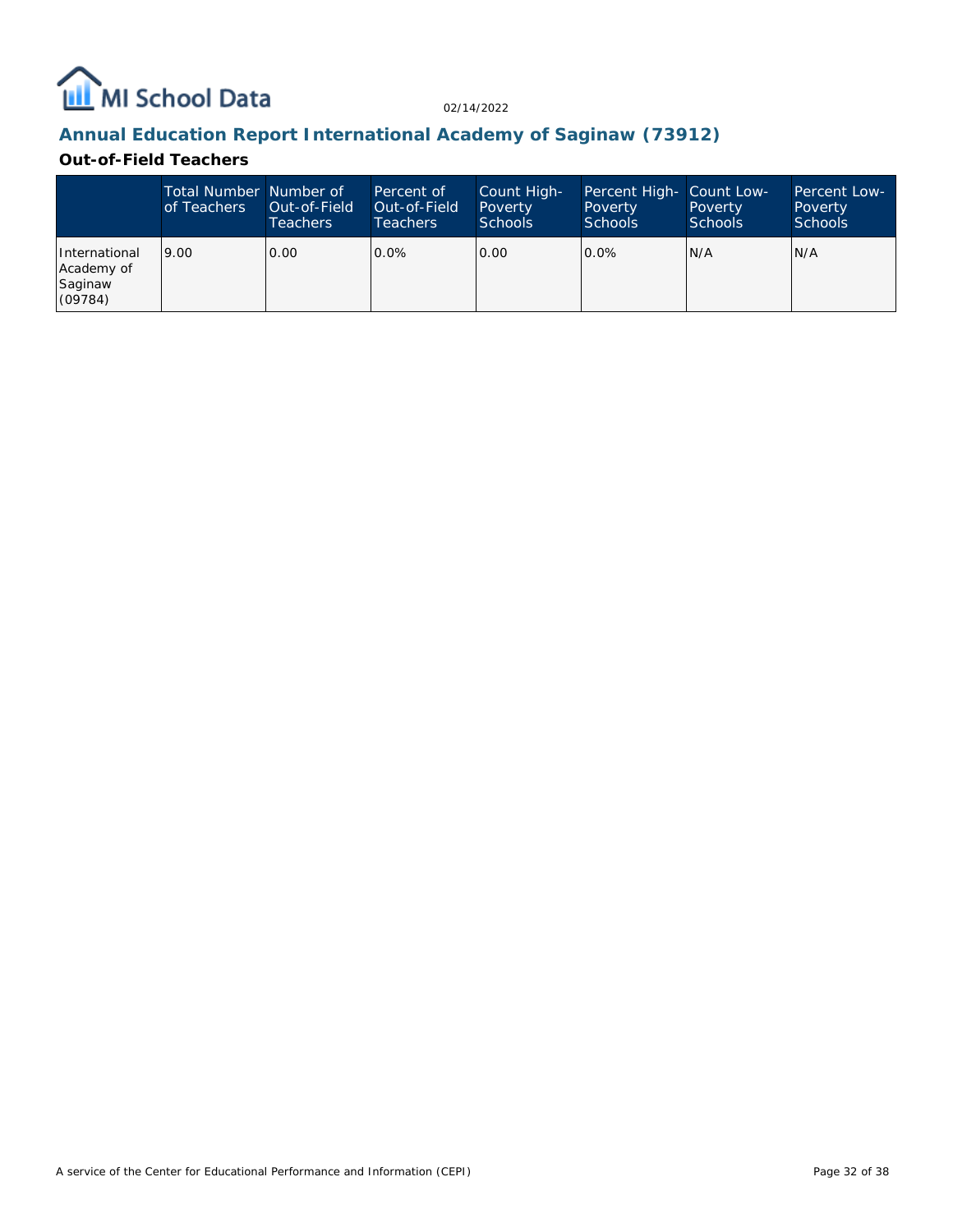## Annual Education Report International Academy of Saginaw (73912)

### Out-of-Field Teachers

| | Total Number of Teachers | Number of Out-of-Field Teachers | Percent of Out-of-Field Teachers | Count High-Poverty Schools | Percent High-Poverty Schools | Count Low-Poverty Schools | Percent Low-Poverty Schools |
|---|---|---|---|---|---|---|---|
| International Academy of Saginaw (09784) | 9.00 | 0.00 | 0.0% | 0.00 | 0.0% | N/A | N/A |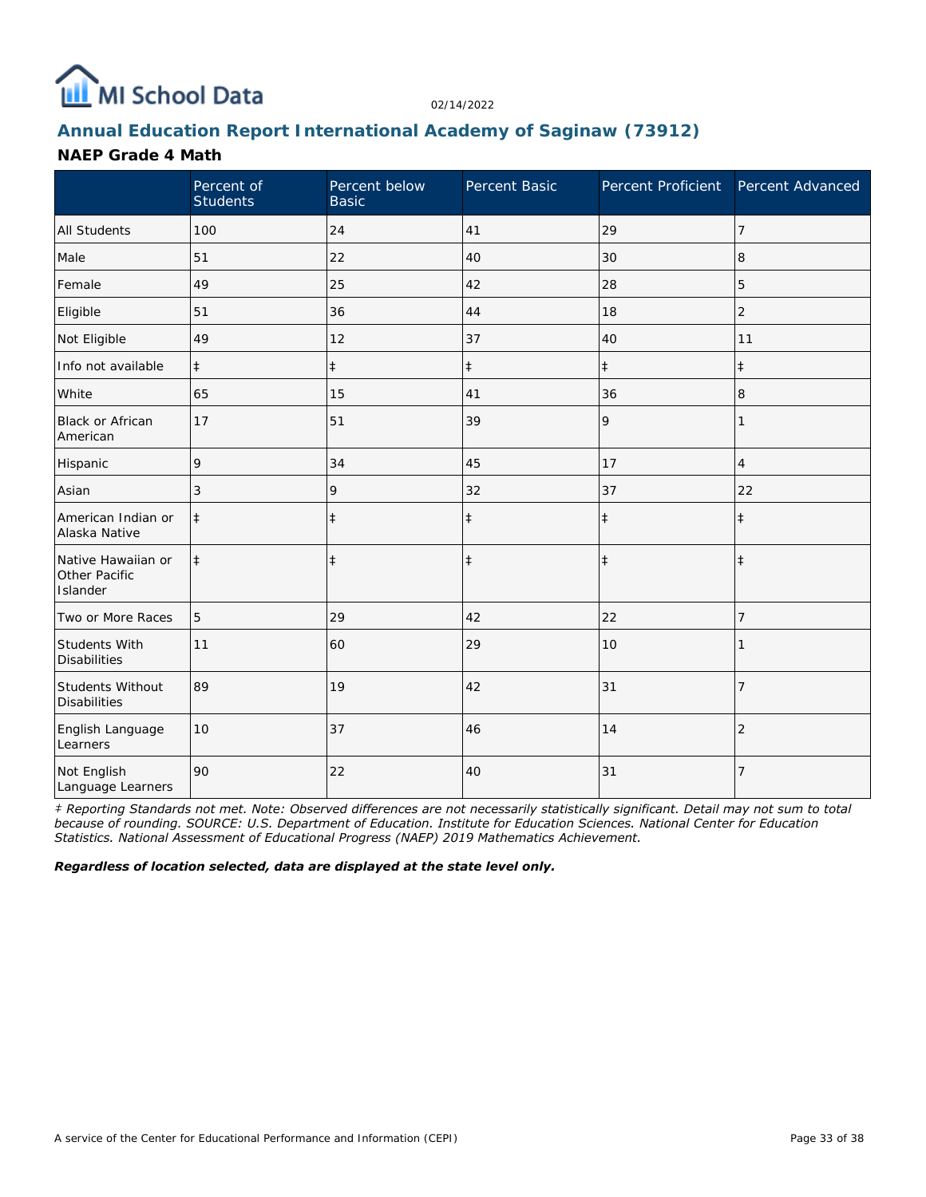# Annual Education Report International Academy of Saginaw (73912)

## NAEP Grade 4 Math

|  | Percent of Students | Percent below Basic | Percent Basic | Percent Proficient | Percent Advanced |
|---|---|---|---|---|---|
| All Students | 100 | 24 | 41 | 29 | 7 |
| Male | 51 | 22 | 40 | 30 | 8 |
| Female | 49 | 25 | 42 | 28 | 5 |
| Eligible | 51 | 36 | 44 | 18 | 2 |
| Not Eligible | 49 | 12 | 37 | 40 | 11 |
| Info not available | ‡ | ‡ | ‡ | ‡ | ‡ |
| White | 65 | 15 | 41 | 36 | 8 |
| Black or African American | 17 | 51 | 39 | 9 | 1 |
| Hispanic | 9 | 34 | 45 | 17 | 4 |
| Asian | 3 | 9 | 32 | 37 | 22 |
| American Indian or Alaska Native | ‡ | ‡ | ‡ | ‡ | ‡ |
| Native Hawaiian or Other Pacific Islander | ‡ | ‡ | ‡ | ‡ | ‡ |
| Two or More Races | 5 | 29 | 42 | 22 | 7 |
| Students With Disabilities | 11 | 60 | 29 | 10 | 1 |
| Students Without Disabilities | 89 | 19 | 42 | 31 | 7 |
| English Language Learners | 10 | 37 | 46 | 14 | 2 |
| Not English Language Learners | 90 | 22 | 40 | 31 | 7 |

*‡ Reporting Standards not met. Note: Observed differences are not necessarily statistically significant. Detail may not sum to total because of rounding. SOURCE: U.S. Department of Education. Institute for Education Sciences. National Center for Education Statistics. National Assessment of Educational Progress (NAEP) 2019 Mathematics Achievement.*

***Regardless of location selected, data are displayed at the state level only.***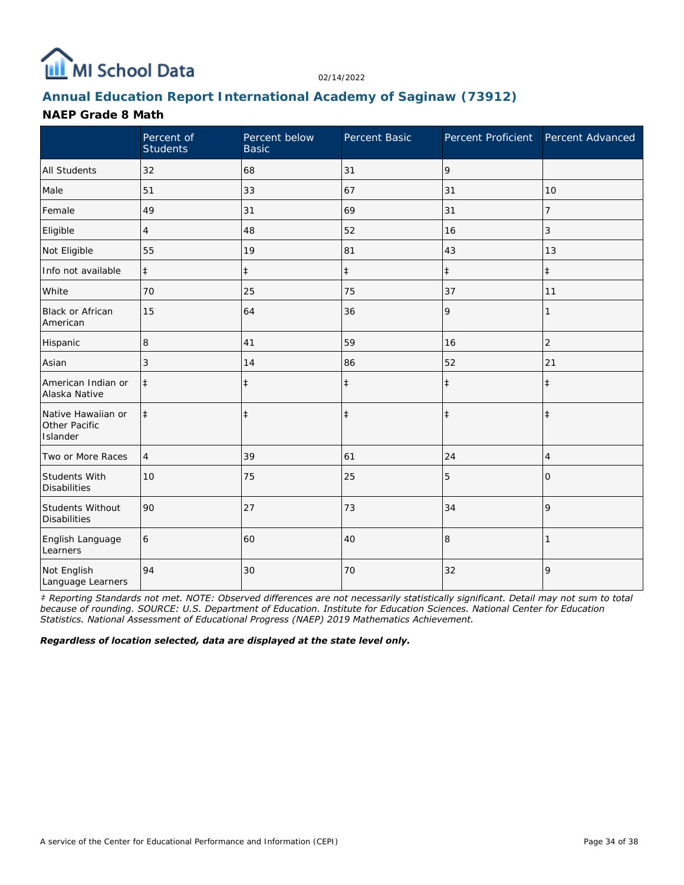MI School Data

02/14/2022

## Annual Education Report International Academy of Saginaw (73912)

### NAEP Grade 8 Math

| | Percent of Students | Percent below Basic | Percent Basic | Percent Proficient | Percent Advanced |
|---|---|---|---|---|---|
| All Students | 32 | 68 | 31 | 9 | |
| Male | 51 | 33 | 67 | 31 | 10 |
| Female | 49 | 31 | 69 | 31 | 7 |
| Eligible | 4 | 48 | 52 | 16 | 3 |
| Not Eligible | 55 | 19 | 81 | 43 | 13 |
| Info not available | ‡ | ‡ | ‡ | ‡ | ‡ |
| White | 70 | 25 | 75 | 37 | 11 |
| Black or African American | 15 | 64 | 36 | 9 | 1 |
| Hispanic | 8 | 41 | 59 | 16 | 2 |
| Asian | 3 | 14 | 86 | 52 | 21 |
| American Indian or Alaska Native | ‡ | ‡ | ‡ | ‡ | ‡ |
| Native Hawaiian or Other Pacific Islander | ‡ | ‡ | ‡ | ‡ | ‡ |
| Two or More Races | 4 | 39 | 61 | 24 | 4 |
| Students With Disabilities | 10 | 75 | 25 | 5 | 0 |
| Students Without Disabilities | 90 | 27 | 73 | 34 | 9 |
| English Language Learners | 6 | 60 | 40 | 8 | 1 |
| Not English Language Learners | 94 | 30 | 70 | 32 | 9 |

*‡ Reporting Standards not met. NOTE: Observed differences are not necessarily statistically significant. Detail may not sum to total because of rounding. SOURCE: U.S. Department of Education. Institute for Education Sciences. National Center for Education Statistics. National Assessment of Educational Progress (NAEP) 2019 Mathematics Achievement.*

***Regardless of location selected, data are displayed at the state level only.***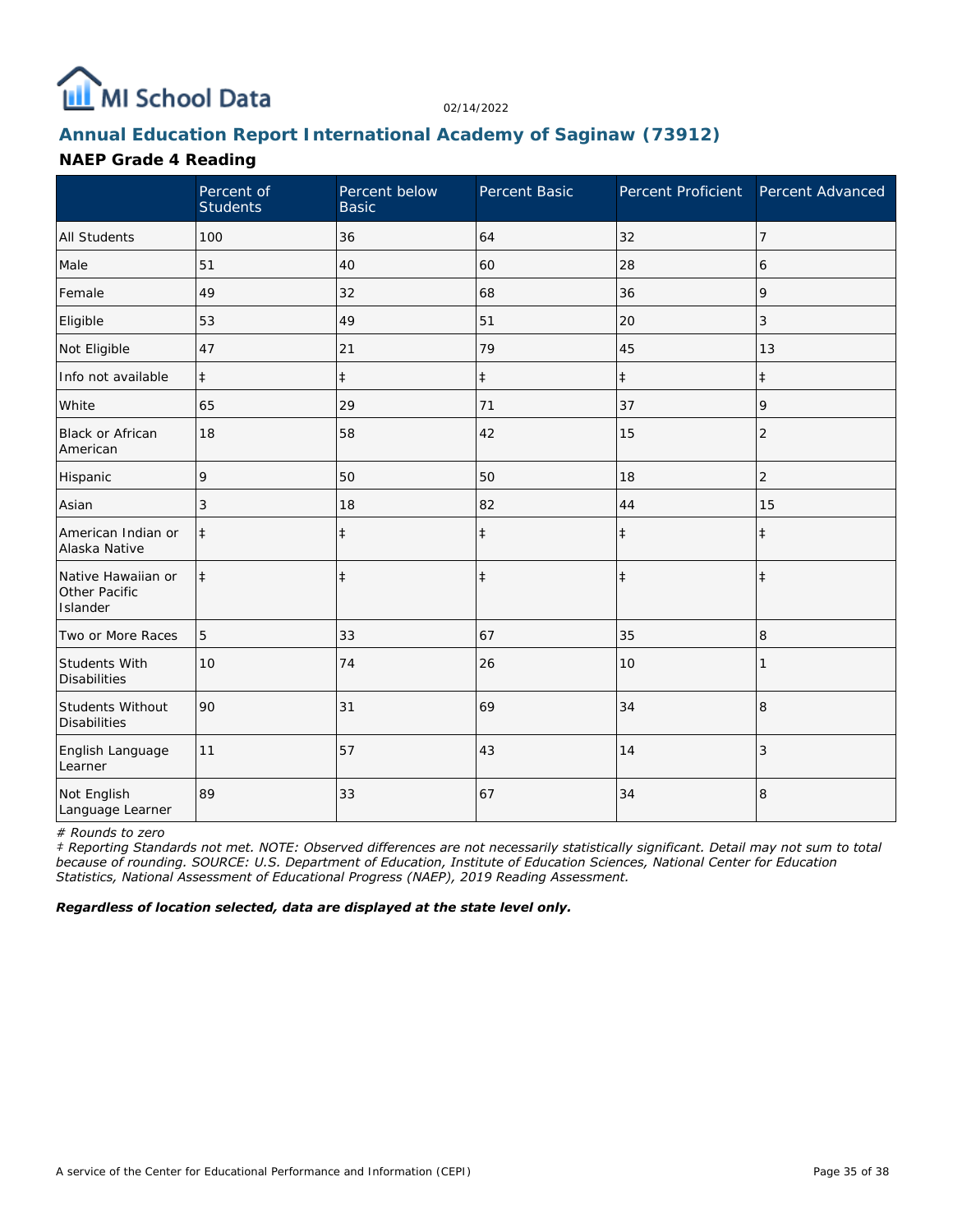## Annual Education Report International Academy of Saginaw (73912)

### NAEP Grade 4 Reading

| | Percent of Students | Percent below Basic | Percent Basic | Percent Proficient | Percent Advanced |
|---|---|---|---|---|---|
| All Students | 100 | 36 | 64 | 32 | 7 |
| Male | 51 | 40 | 60 | 28 | 6 |
| Female | 49 | 32 | 68 | 36 | 9 |
| Eligible | 53 | 49 | 51 | 20 | 3 |
| Not Eligible | 47 | 21 | 79 | 45 | 13 |
| Info not available | ‡ | ‡ | ‡ | ‡ | ‡ |
| White | 65 | 29 | 71 | 37 | 9 |
| Black or African American | 18 | 58 | 42 | 15 | 2 |
| Hispanic | 9 | 50 | 50 | 18 | 2 |
| Asian | 3 | 18 | 82 | 44 | 15 |
| American Indian or Alaska Native | ‡ | ‡ | ‡ | ‡ | ‡ |
| Native Hawaiian or Other Pacific Islander | ‡ | ‡ | ‡ | ‡ | ‡ |
| Two or More Races | 5 | 33 | 67 | 35 | 8 |
| Students With Disabilities | 10 | 74 | 26 | 10 | 1 |
| Students Without Disabilities | 90 | 31 | 69 | 34 | 8 |
| English Language Learner | 11 | 57 | 43 | 14 | 3 |
| Not English Language Learner | 89 | 33 | 67 | 34 | 8 |

*# Rounds to zero*

*‡ Reporting Standards not met. NOTE: Observed differences are not necessarily statistically significant. Detail may not sum to total because of rounding. SOURCE: U.S. Department of Education, Institute of Education Sciences, National Center for Education Statistics, National Assessment of Educational Progress (NAEP), 2019 Reading Assessment.*

***Regardless of location selected, data are displayed at the state level only.***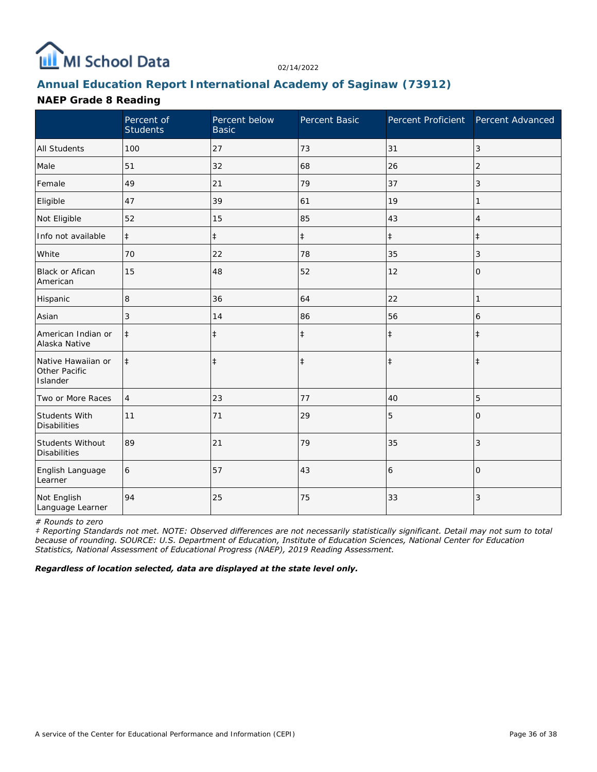## Annual Education Report International Academy of Saginaw (73912)

### NAEP Grade 8 Reading

| | Percent of Students | Percent below Basic | Percent Basic | Percent Proficient | Percent Advanced |
|---|---|---|---|---|---|
| All Students | 100 | 27 | 73 | 31 | 3 |
| Male | 51 | 32 | 68 | 26 | 2 |
| Female | 49 | 21 | 79 | 37 | 3 |
| Eligible | 47 | 39 | 61 | 19 | 1 |
| Not Eligible | 52 | 15 | 85 | 43 | 4 |
| Info not available | ‡ | ‡ | ‡ | ‡ | ‡ |
| White | 70 | 22 | 78 | 35 | 3 |
| Black or Afican American | 15 | 48 | 52 | 12 | 0 |
| Hispanic | 8 | 36 | 64 | 22 | 1 |
| Asian | 3 | 14 | 86 | 56 | 6 |
| American Indian or Alaska Native | ‡ | ‡ | ‡ | ‡ | ‡ |
| Native Hawaiian or Other Pacific Islander | ‡ | ‡ | ‡ | ‡ | ‡ |
| Two or More Races | 4 | 23 | 77 | 40 | 5 |
| Students With Disabilities | 11 | 71 | 29 | 5 | 0 |
| Students Without Disabilities | 89 | 21 | 79 | 35 | 3 |
| English Language Learner | 6 | 57 | 43 | 6 | 0 |
| Not English Language Learner | 94 | 25 | 75 | 33 | 3 |

*# Rounds to zero*

*‡ Reporting Standards not met. NOTE: Observed differences are not necessarily statistically significant. Detail may not sum to total because of rounding. SOURCE: U.S. Department of Education, Institute of Education Sciences, National Center for Education Statistics, National Assessment of Educational Progress (NAEP), 2019 Reading Assessment.*

***Regardless of location selected, data are displayed at the state level only.***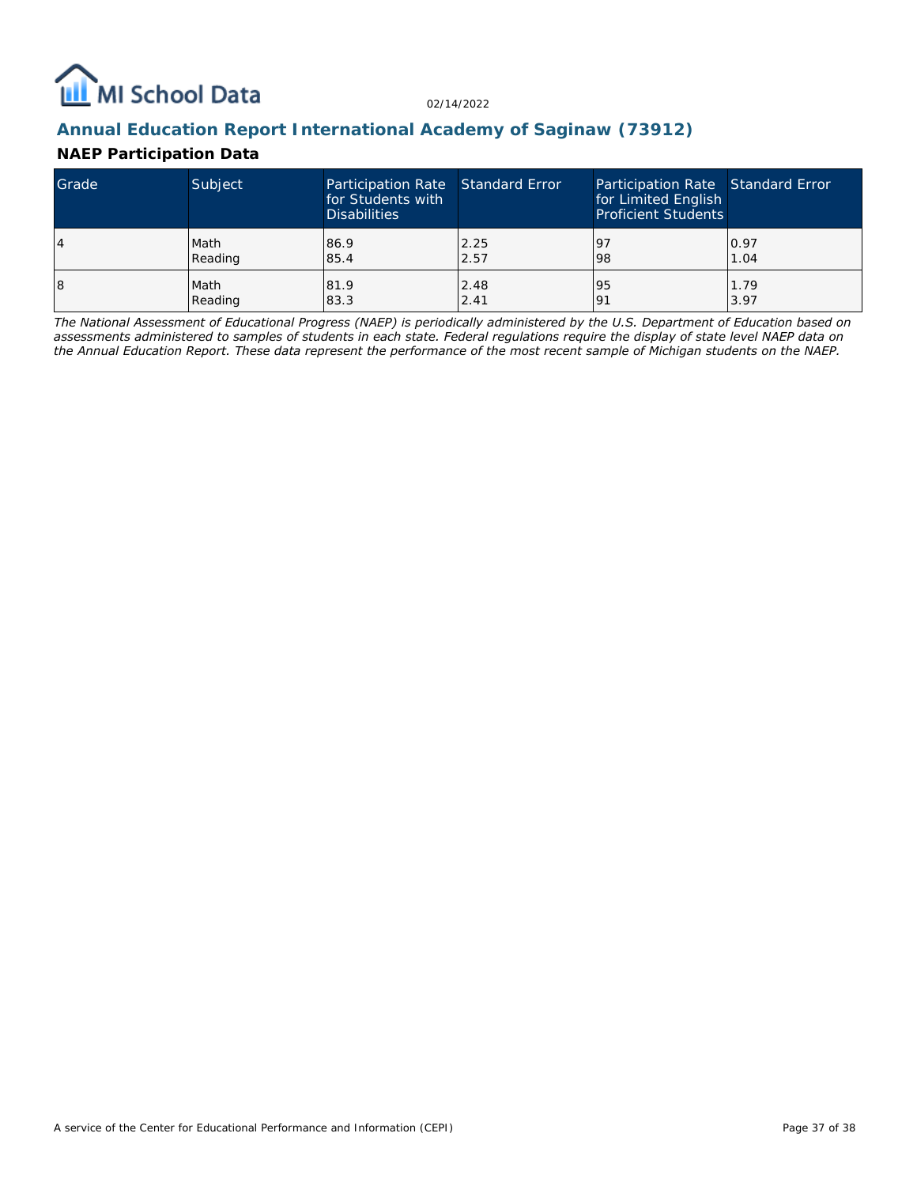# Annual Education Report International Academy of Saginaw (73912)

## NAEP Participation Data

| Grade | Subject | Participation Rate for Students with Disabilities | Standard Error | Participation Rate for Limited English Proficient Students | Standard Error |
|---|---|---|---|---|---|
| 4 | Math<br>Reading | 86.9<br>85.4 | 2.25<br>2.57 | 97<br>98 | 0.97<br>1.04 |
| 8 | Math<br>Reading | 81.9<br>83.3 | 2.48<br>2.41 | 95<br>91 | 1.79<br>3.97 |

*The National Assessment of Educational Progress (NAEP) is periodically administered by the U.S. Department of Education based on assessments administered to samples of students in each state. Federal regulations require the display of state level NAEP data on the Annual Education Report. These data represent the performance of the most recent sample of Michigan students on the NAEP.*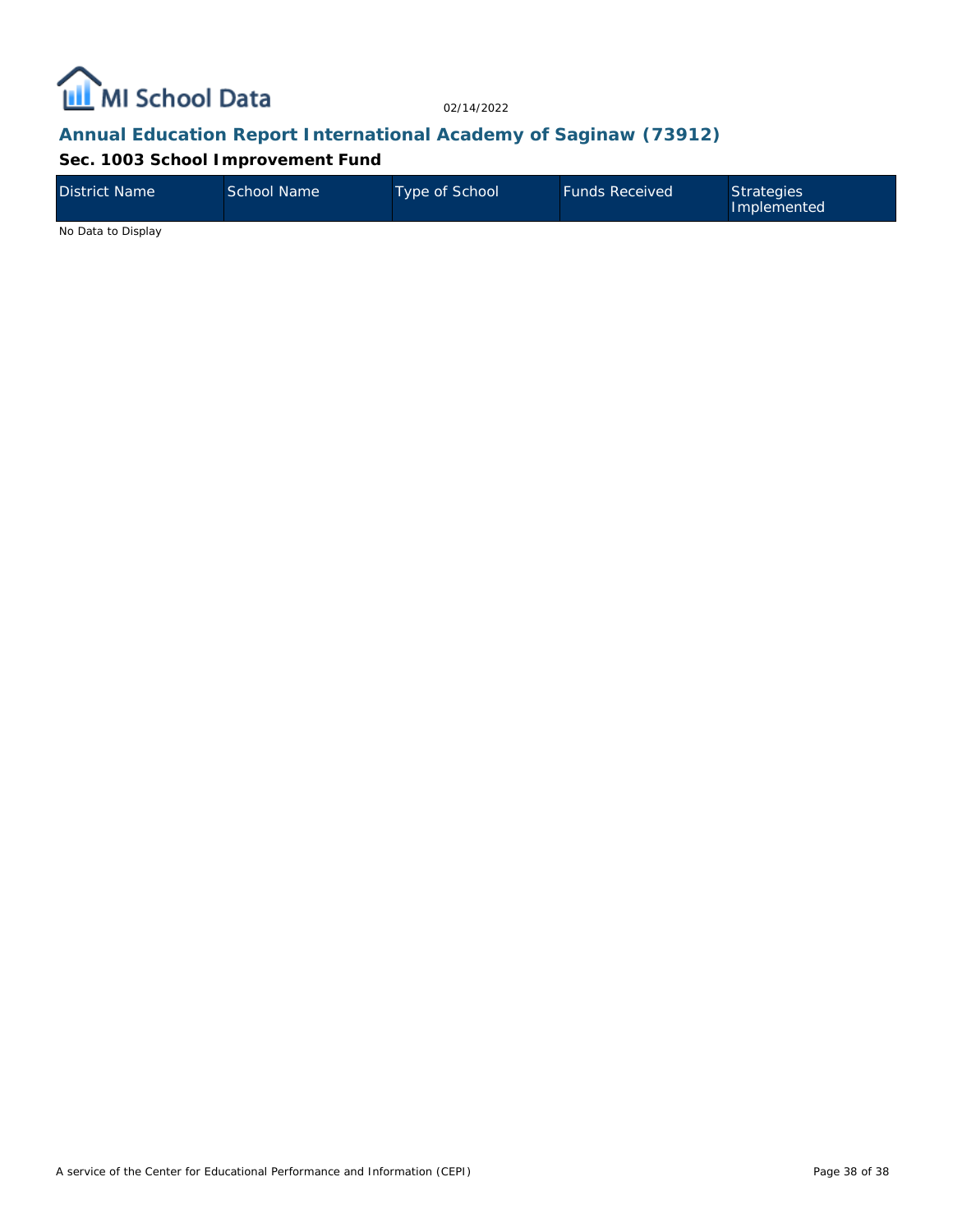## Annual Education Report International Academy of Saginaw (73912)

### Sec. 1003 School Improvement Fund

| District Name | School Name | Type of School | Funds Received | Strategies Implemented |
|---|---|---|---|---|

No Data to Display